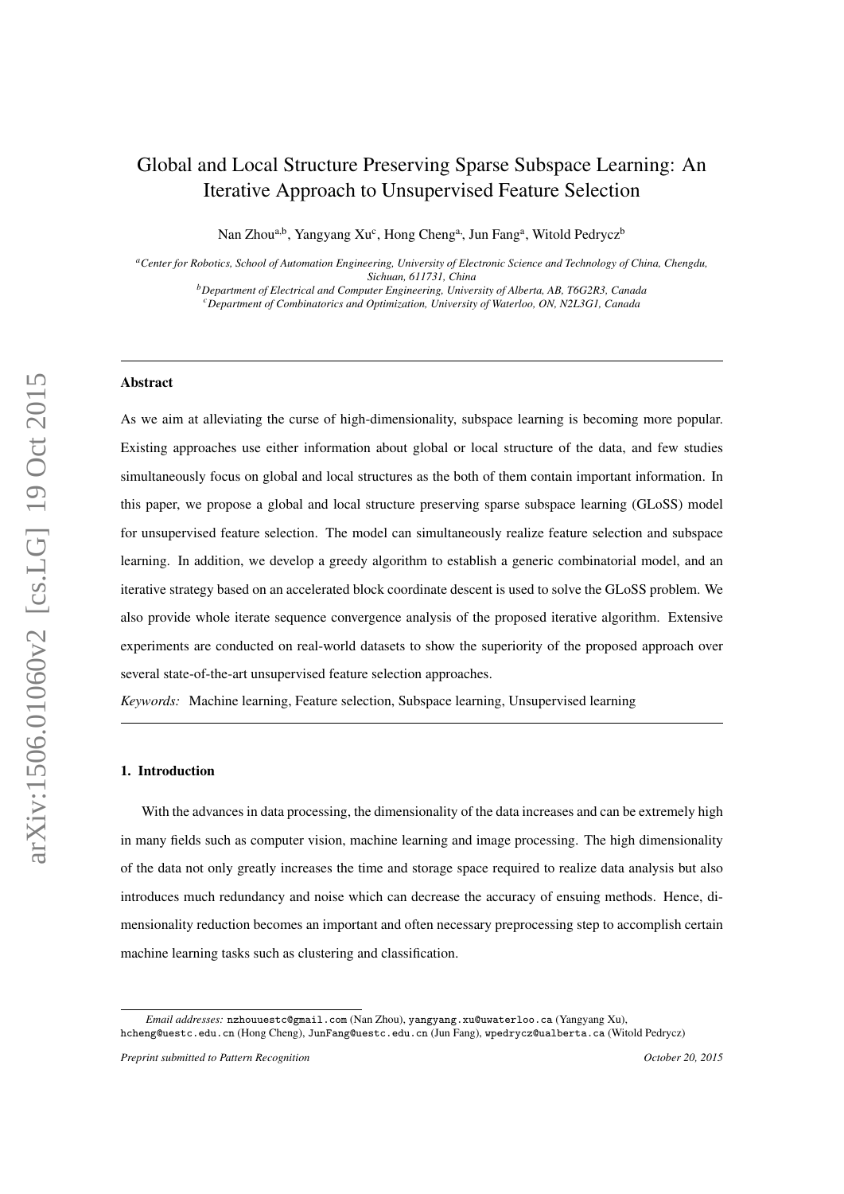# Global and Local Structure Preserving Sparse Subspace Learning: An Iterative Approach to Unsupervised Feature Selection

Nan Zhou[a,b], Yangyang Xu[c], Hong Cheng[a], Jun Fang[a], Witold Pedrycz[b]

[a] *Center for Robotics, School of Automation Engineering, University of Electronic Science and Technology of China, Chengdu, Sichuan, 611731, China*

[b] *Department of Electrical and Computer Engineering, University of Alberta, AB, T6G2R3, Canada*

[c] *Department of Combinatorics and Optimization, University of Waterloo, ON, N2L3G1, Canada*

---

**Abstract**

As we aim at alleviating the curse of high-dimensionality, subspace learning is becoming more popular. Existing approaches use either information about global or local structure of the data, and few studies simultaneously focus on global and local structures as the both of them contain important information. In this paper, we propose a global and local structure preserving sparse subspace learning (GLoSS) model for unsupervised feature selection. The model can simultaneously realize feature selection and subspace learning. In addition, we develop a greedy algorithm to establish a generic combinatorial model, and an iterative strategy based on an accelerated block coordinate descent is used to solve the GLoSS problem. We also provide whole iterate sequence convergence analysis of the proposed iterative algorithm. Extensive experiments are conducted on real-world datasets to show the superiority of the proposed approach over several state-of-the-art unsupervised feature selection approaches.

*Keywords:* Machine learning, Feature selection, Subspace learning, Unsupervised learning

---

## 1. Introduction

With the advances in data processing, the dimensionality of the data increases and can be extremely high in many fields such as computer vision, machine learning and image processing. The high dimensionality of the data not only greatly increases the time and storage space required to realize data analysis but also introduces much redundancy and noise which can decrease the accuracy of ensuing methods. Hence, dimensionality reduction becomes an important and often necessary preprocessing step to accomplish certain machine learning tasks such as clustering and classification.

*Email addresses:* nzhouuestc@gmail.com (Nan Zhou), yangyang.xu@uwaterloo.ca (Yangyang Xu), hcheng@uestc.edu.cn (Hong Cheng), JunFang@uestc.edu.cn (Jun Fang), wpedrycz@ualberta.ca (Witold Pedrycz)

*Preprint submitted to Pattern Recognition* *October 20, 2015*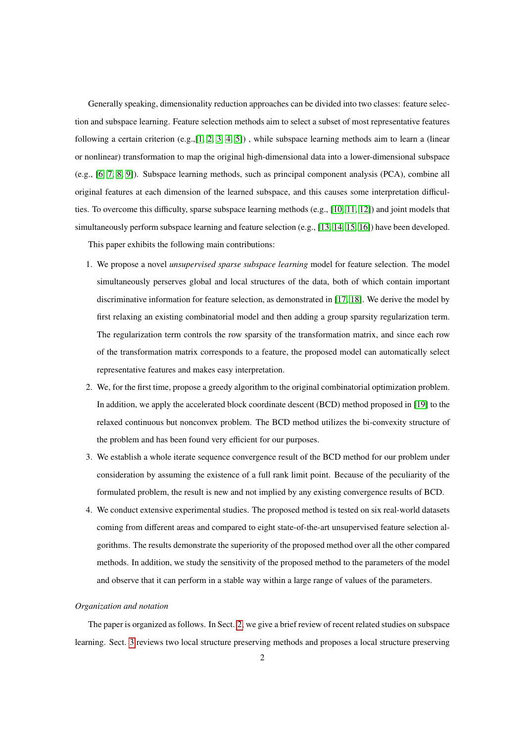Generally speaking, dimensionality reduction approaches can be divided into two classes: feature selection and subspace learning. Feature selection methods aim to select a subset of most representative features following a certain criterion (e.g.,[1, 2, 3, 4, 5]) , while subspace learning methods aim to learn a (linear or nonlinear) transformation to map the original high-dimensional data into a lower-dimensional subspace (e.g., [6, 7, 8, 9]). Subspace learning methods, such as principal component analysis (PCA), combine all original features at each dimension of the learned subspace, and this causes some interpretation difficulties. To overcome this difficulty, sparse subspace learning methods (e.g., [10, 11, 12]) and joint models that simultaneously perform subspace learning and feature selection (e.g., [13, 14, 15, 16]) have been developed.

This paper exhibits the following main contributions:

1. We propose a novel *unsupervised sparse subspace learning* model for feature selection. The model simultaneously perserves global and local structures of the data, both of which contain important discriminative information for feature selection, as demonstrated in [17, 18]. We derive the model by first relaxing an existing combinatorial model and then adding a group sparsity regularization term. The regularization term controls the row sparsity of the transformation matrix, and since each row of the transformation matrix corresponds to a feature, the proposed model can automatically select representative features and makes easy interpretation.
2. We, for the first time, propose a greedy algorithm to the original combinatorial optimization problem. In addition, we apply the accelerated block coordinate descent (BCD) method proposed in [19] to the relaxed continuous but nonconvex problem. The BCD method utilizes the bi-convexity structure of the problem and has been found very efficient for our purposes.
3. We establish a whole iterate sequence convergence result of the BCD method for our problem under consideration by assuming the existence of a full rank limit point. Because of the peculiarity of the formulated problem, the result is new and not implied by any existing convergence results of BCD.
4. We conduct extensive experimental studies. The proposed method is tested on six real-world datasets coming from different areas and compared to eight state-of-the-art unsupervised feature selection algorithms. The results demonstrate the superiority of the proposed method over all the other compared methods. In addition, we study the sensitivity of the proposed method to the parameters of the model and observe that it can perform in a stable way within a large range of values of the parameters.

*Organization and notation*

The paper is organized as follows. In Sect. 2, we give a brief review of recent related studies on subspace learning. Sect. 3 reviews two local structure preserving methods and proposes a local structure preserving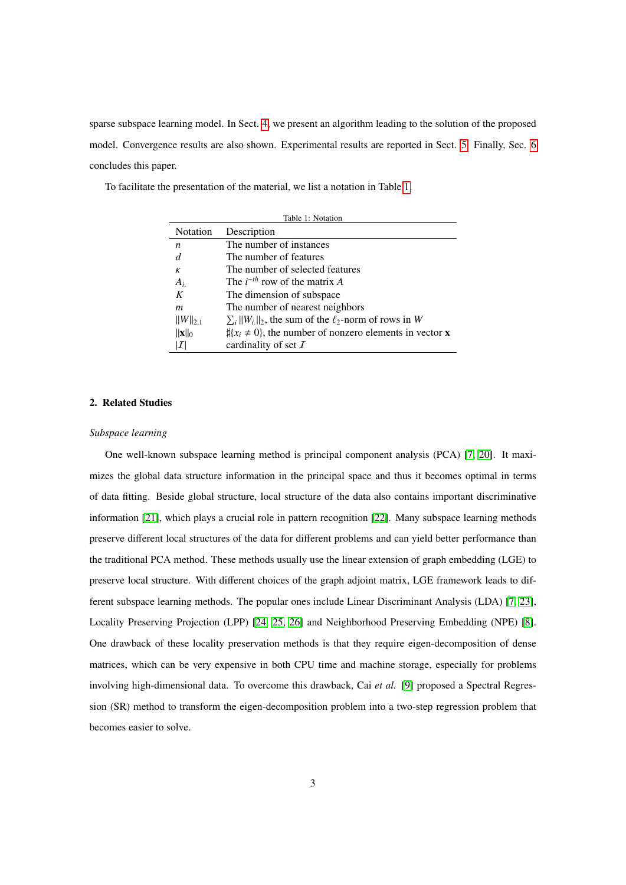sparse subspace learning model. In Sect. 4, we present an algorithm leading to the solution of the proposed model. Convergence results are also shown. Experimental results are reported in Sect. 5. Finally, Sec. 6 concludes this paper.

To facilitate the presentation of the material, we list a notation in Table 1.

Table 1: Notation

| Notation | Description |
|---|---|
| $n$ | The number of instances |
| $d$ | The number of features |
| $\kappa$ | The number of selected features |
| $A_{i.}$ | The $i^{-th}$ row of the matrix $A$ |
| $K$ | The dimension of subspace |
| $m$ | The number of nearest neighbors |
| $\|\|W\|\|_{2,1}$ | $\sum_i \|\|W_{i.}\|\|_2$, the sum of the $\ell_2$-norm of rows in $W$ |
| $\|\|\mathbf{x}\|\|_0$ | $\sharp\{x_i \neq 0\}$, the number of nonzero elements in vector $\mathbf{x}$ |
| $\|\mathcal{I}\|$ | cardinality of set $\mathcal{I}$ |

## 2. Related Studies

*Subspace learning*

One well-known subspace learning method is principal component analysis (PCA) [7, 20]. It maximizes the global data structure information in the principal space and thus it becomes optimal in terms of data fitting. Beside global structure, local structure of the data also contains important discriminative information [21], which plays a crucial role in pattern recognition [22]. Many subspace learning methods preserve different local structures of the data for different problems and can yield better performance than the traditional PCA method. These methods usually use the linear extension of graph embedding (LGE) to preserve local structure. With different choices of the graph adjoint matrix, LGE framework leads to different subspace learning methods. The popular ones include Linear Discriminant Analysis (LDA) [7, 23], Locality Preserving Projection (LPP) [24, 25, 26] and Neighborhood Preserving Embedding (NPE) [8]. One drawback of these locality preservation methods is that they require eigen-decomposition of dense matrices, which can be very expensive in both CPU time and machine storage, especially for problems involving high-dimensional data. To overcome this drawback, Cai *et al.* [9] proposed a Spectral Regression (SR) method to transform the eigen-decomposition problem into a two-step regression problem that becomes easier to solve.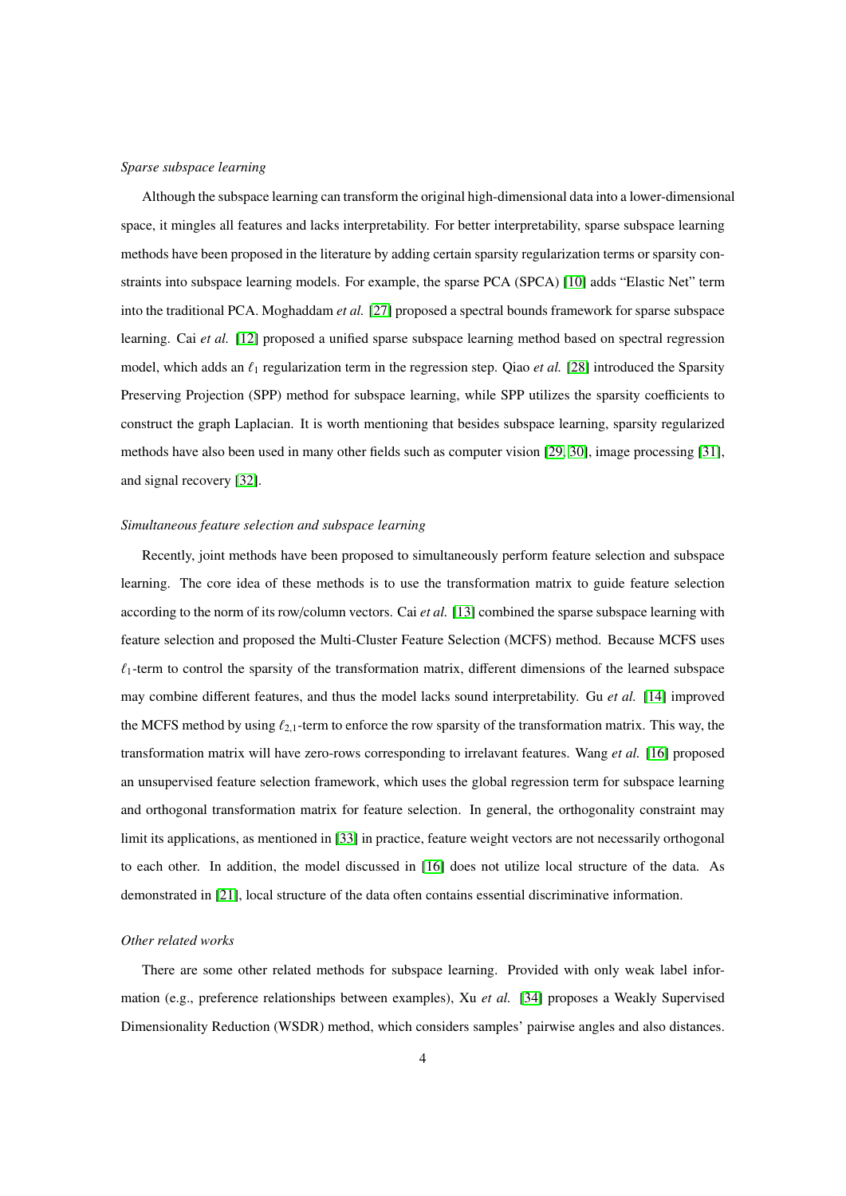*Sparse subspace learning*

Although the subspace learning can transform the original high-dimensional data into a lower-dimensional space, it mingles all features and lacks interpretability. For better interpretability, sparse subspace learning methods have been proposed in the literature by adding certain sparsity regularization terms or sparsity constraints into subspace learning models. For example, the sparse PCA (SPCA) [10] adds "Elastic Net" term into the traditional PCA. Moghaddam *et al.* [27] proposed a spectral bounds framework for sparse subspace learning. Cai *et al.* [12] proposed a unified sparse subspace learning method based on spectral regression model, which adds an $\ell_1$ regularization term in the regression step. Qiao *et al.* [28] introduced the Sparsity Preserving Projection (SPP) method for subspace learning, while SPP utilizes the sparsity coefficients to construct the graph Laplacian. It is worth mentioning that besides subspace learning, sparsity regularized methods have also been used in many other fields such as computer vision [29, 30], image processing [31], and signal recovery [32].

*Simultaneous feature selection and subspace learning*

Recently, joint methods have been proposed to simultaneously perform feature selection and subspace learning. The core idea of these methods is to use the transformation matrix to guide feature selection according to the norm of its row/column vectors. Cai *et al.* [13] combined the sparse subspace learning with feature selection and proposed the Multi-Cluster Feature Selection (MCFS) method. Because MCFS uses $\ell_1$-term to control the sparsity of the transformation matrix, different dimensions of the learned subspace may combine different features, and thus the model lacks sound interpretability. Gu *et al.* [14] improved the MCFS method by using $\ell_{2,1}$-term to enforce the row sparsity of the transformation matrix. This way, the transformation matrix will have zero-rows corresponding to irrelavant features. Wang *et al.* [16] proposed an unsupervised feature selection framework, which uses the global regression term for subspace learning and orthogonal transformation matrix for feature selection. In general, the orthogonality constraint may limit its applications, as mentioned in [33] in practice, feature weight vectors are not necessarily orthogonal to each other. In addition, the model discussed in [16] does not utilize local structure of the data. As demonstrated in [21], local structure of the data often contains essential discriminative information.

*Other related works*

There are some other related methods for subspace learning. Provided with only weak label information (e.g., preference relationships between examples), Xu *et al.* [34] proposes a Weakly Supervised Dimensionality Reduction (WSDR) method, which considers samples' pairwise angles and also distances.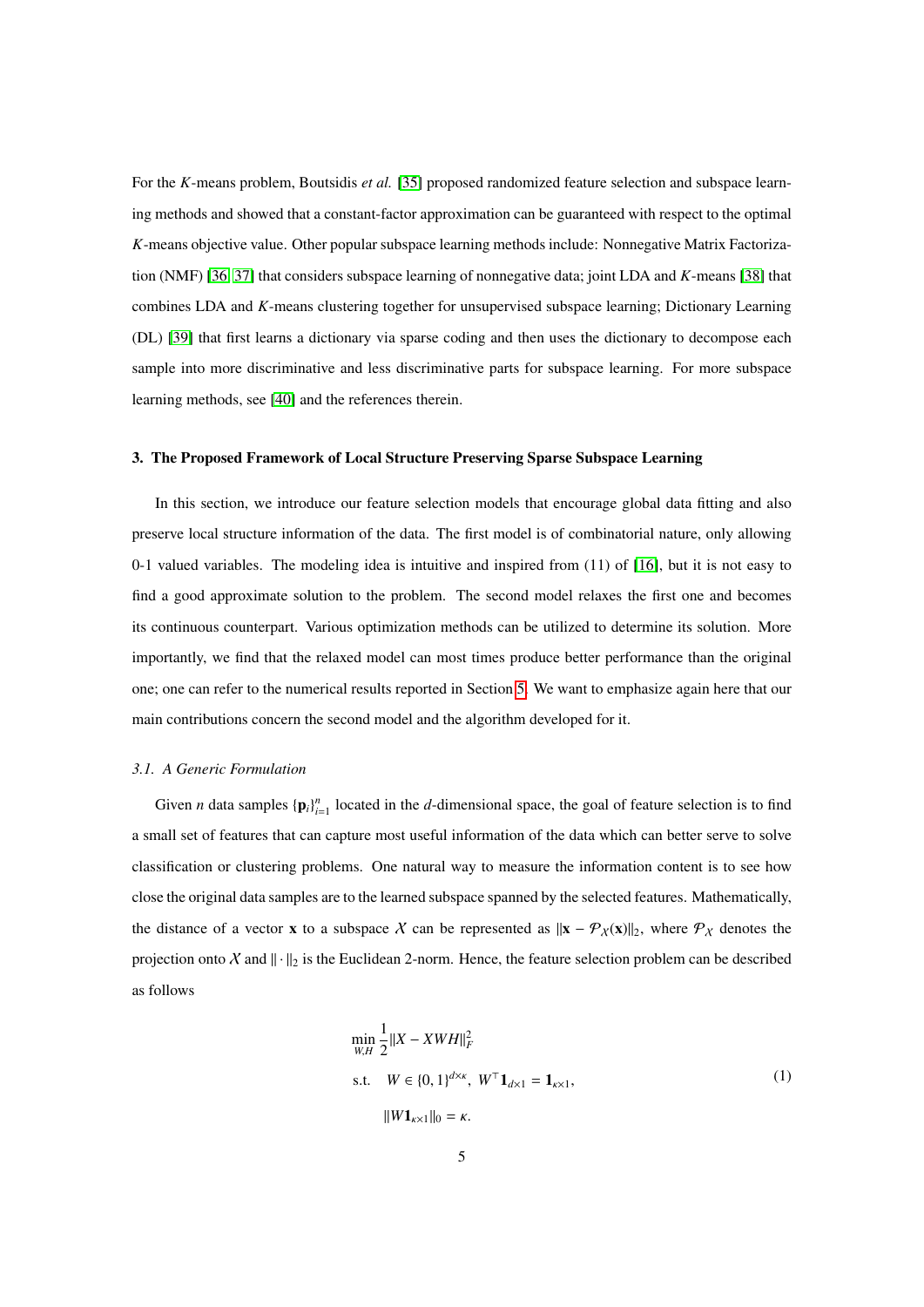For the $K$-means problem, Boutsidis *et al.* [35] proposed randomized feature selection and subspace learning methods and showed that a constant-factor approximation can be guaranteed with respect to the optimal $K$-means objective value. Other popular subspace learning methods include: Nonnegative Matrix Factorization (NMF) [36, 37] that considers subspace learning of nonnegative data; joint LDA and $K$-means [38] that combines LDA and $K$-means clustering together for unsupervised subspace learning; Dictionary Learning (DL) [39] that first learns a dictionary via sparse coding and then uses the dictionary to decompose each sample into more discriminative and less discriminative parts for subspace learning. For more subspace learning methods, see [40] and the references therein.

## 3. The Proposed Framework of Local Structure Preserving Sparse Subspace Learning

In this section, we introduce our feature selection models that encourage global data fitting and also preserve local structure information of the data. The first model is of combinatorial nature, only allowing 0-1 valued variables. The modeling idea is intuitive and inspired from (11) of [16], but it is not easy to find a good approximate solution to the problem. The second model relaxes the first one and becomes its continuous counterpart. Various optimization methods can be utilized to determine its solution. More importantly, we find that the relaxed model can most times produce better performance than the original one; one can refer to the numerical results reported in Section 5. We want to emphasize again here that our main contributions concern the second model and the algorithm developed for it.

### 3.1. A Generic Formulation

Given $n$ data samples $\{\mathbf{p}_i\}_{i=1}^n$ located in the $d$-dimensional space, the goal of feature selection is to find a small set of features that can capture most useful information of the data which can better serve to solve classification or clustering problems. One natural way to measure the information content is to see how close the original data samples are to the learned subspace spanned by the selected features. Mathematically, the distance of a vector $\mathbf{x}$ to a subspace $\mathcal{X}$ can be represented as $\|\mathbf{x} - \mathcal{P}_{\mathcal{X}}(\mathbf{x})\|_2$, where $\mathcal{P}_{\mathcal{X}}$ denotes the projection onto $\mathcal{X}$ and $\|\cdot\|_2$ is the Euclidean 2-norm. Hence, the feature selection problem can be described as follows

$$
\begin{aligned}
\min_{W,H}\ & \frac{1}{2}\|X - XWH\|_F^2 \\
\text{s.t.}\quad & W \in \{0,1\}^{d\times\kappa},\ W^\top \mathbf{1}_{d\times 1} = \mathbf{1}_{\kappa\times 1}, \\
& \|W\mathbf{1}_{\kappa\times 1}\|_0 = \kappa.
\end{aligned}
\tag{1}
$$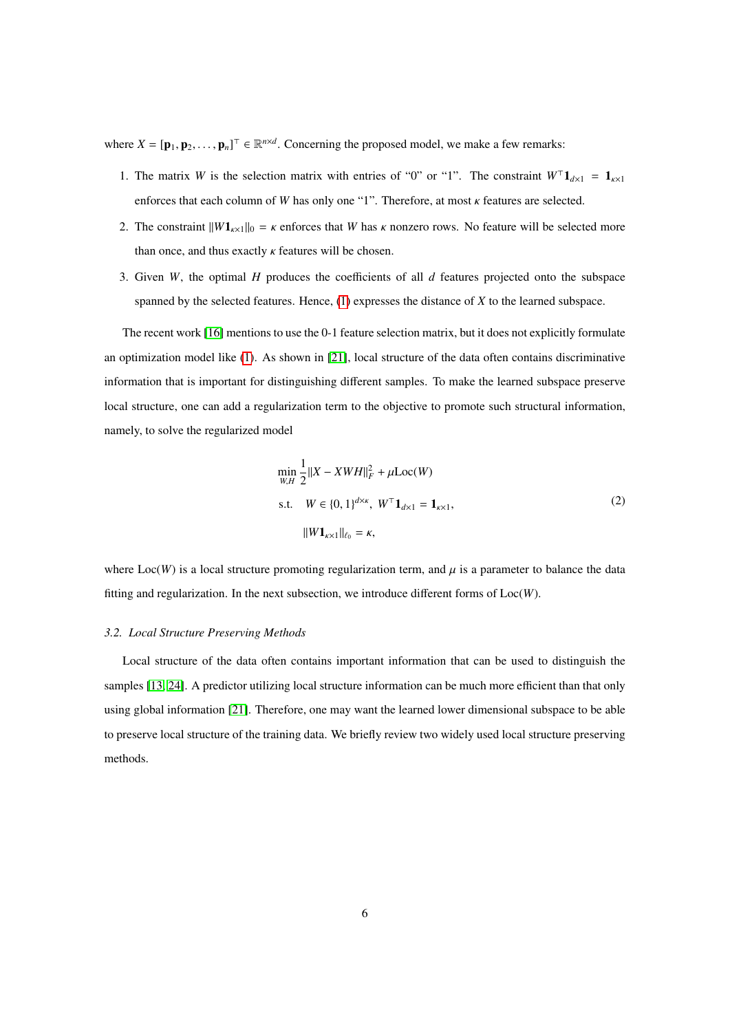where $X = [\mathbf{p}_1, \mathbf{p}_2, \ldots, \mathbf{p}_n]^\top \in \mathbb{R}^{n\times d}$. Concerning the proposed model, we make a few remarks:

1. The matrix $W$ is the selection matrix with entries of "0" or "1". The constraint $W^\top \mathbf{1}_{d\times 1} = \mathbf{1}_{\kappa\times 1}$ enforces that each column of $W$ has only one "1". Therefore, at most $\kappa$ features are selected.
2. The constraint $\|W\mathbf{1}_{\kappa\times 1}\|_0 = \kappa$ enforces that $W$ has $\kappa$ nonzero rows. No feature will be selected more than once, and thus exactly $\kappa$ features will be chosen.
3. Given $W$, the optimal $H$ produces the coefficients of all $d$ features projected onto the subspace spanned by the selected features. Hence, (1) expresses the distance of $X$ to the learned subspace.

The recent work [16] mentions to use the 0-1 feature selection matrix, but it does not explicitly formulate an optimization model like (1). As shown in [21], local structure of the data often contains discriminative information that is important for distinguishing different samples. To make the learned subspace preserve local structure, one can add a regularization term to the objective to promote such structural information, namely, to solve the regularized model

$$
\begin{aligned}
\min_{W,H}\ & \frac{1}{2}\|X - XWH\|_F^2 + \mu \mathrm{Loc}(W) \\
\text{s.t.}\ \ & W \in \{0,1\}^{d\times\kappa},\ W^\top \mathbf{1}_{d\times 1} = \mathbf{1}_{\kappa\times 1}, \\
& \|W\mathbf{1}_{\kappa\times 1}\|_{\ell_0} = \kappa,
\end{aligned} \tag{2}
$$

where $\mathrm{Loc}(W)$ is a local structure promoting regularization term, and $\mu$ is a parameter to balance the data fitting and regularization. In the next subsection, we introduce different forms of $\mathrm{Loc}(W)$.

### 3.2. Local Structure Preserving Methods

Local structure of the data often contains important information that can be used to distinguish the samples [13, 24]. A predictor utilizing local structure information can be much more efficient than that only using global information [21]. Therefore, one may want the learned lower dimensional subspace to be able to preserve local structure of the training data. We briefly review two widely used local structure preserving methods.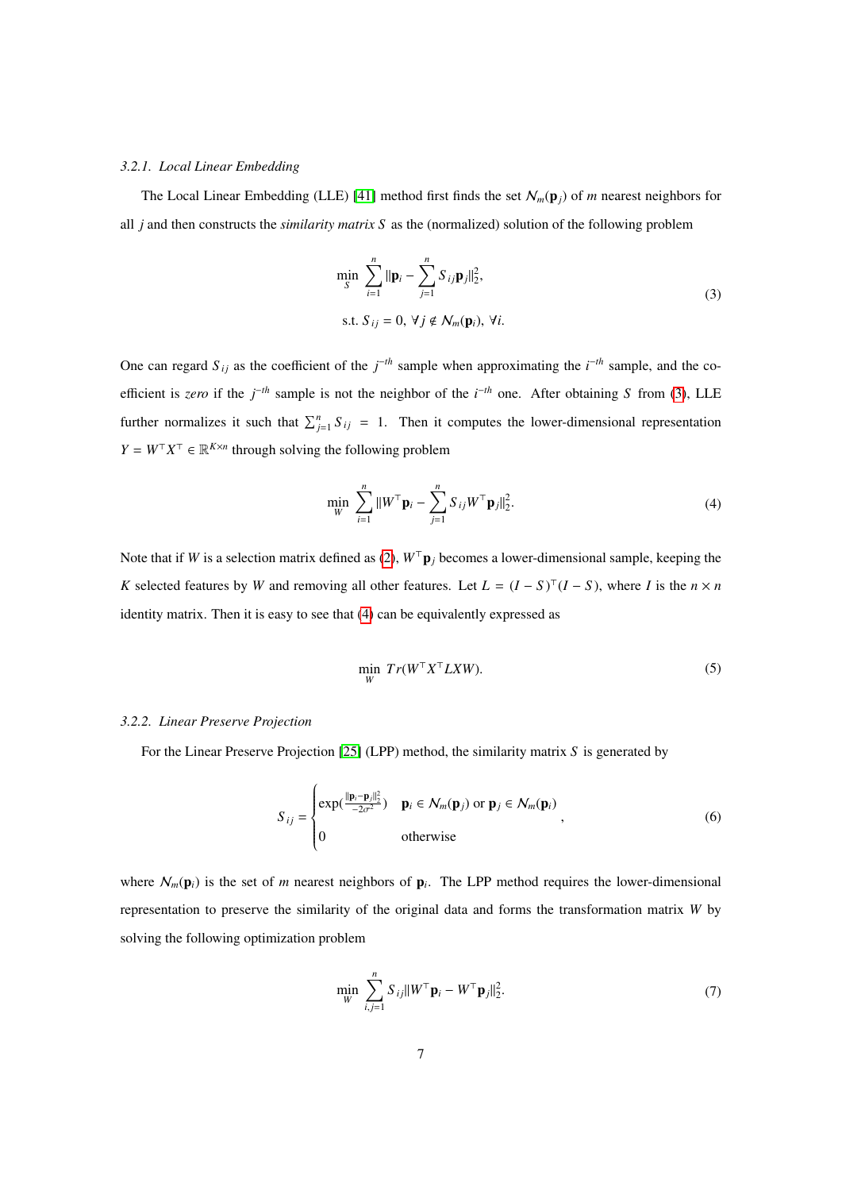#### 3.2.1. Local Linear Embedding

The Local Linear Embedding (LLE) [41] method first finds the set $\mathcal{N}_m(\mathbf{p}_j)$ of $m$ nearest neighbors for all $j$ and then constructs the *similarity matrix* $S$ as the (normalized) solution of the following problem

$$
\begin{aligned}
&\min_S \sum_{i=1}^n \|\mathbf{p}_i - \sum_{j=1}^n S_{ij}\mathbf{p}_j\|_2^2, \\
&\text{s.t. } S_{ij} = 0, \ \forall j \notin \mathcal{N}_m(\mathbf{p}_i), \ \forall i.
\end{aligned} \tag{3}
$$

One can regard $S_{ij}$ as the coefficient of the $j^{-th}$ sample when approximating the $i^{-th}$ sample, and the coefficient is *zero* if the $j^{-th}$ sample is not the neighbor of the $i^{-th}$ one. After obtaining $S$ from (3), LLE further normalizes it such that $\sum_{j=1}^n S_{ij} = 1$. Then it computes the lower-dimensional representation $Y = W^\top X^\top \in \mathbb{R}^{K\times n}$ through solving the following problem

$$
\min_W \sum_{i=1}^n \|W^\top \mathbf{p}_i - \sum_{j=1}^n S_{ij}W^\top \mathbf{p}_j\|_2^2. \tag{4}
$$

Note that if $W$ is a selection matrix defined as (2), $W^\top \mathbf{p}_j$ becomes a lower-dimensional sample, keeping the $K$ selected features by $W$ and removing all other features. Let $L = (I - S)^\top(I - S)$, where $I$ is the $n \times n$ identity matrix. Then it is easy to see that (4) can be equivalently expressed as

$$
\min_W \ Tr(W^\top X^\top L X W). \tag{5}
$$

#### 3.2.2. Linear Preserve Projection

For the Linear Preserve Projection [25] (LPP) method, the similarity matrix $S$ is generated by

$$
S_{ij} = \begin{cases} \exp(\frac{\|\mathbf{p}_i - \mathbf{p}_j\|_2^2}{-2\sigma^2}) & \mathbf{p}_i \in \mathcal{N}_m(\mathbf{p}_j) \text{ or } \mathbf{p}_j \in \mathcal{N}_m(\mathbf{p}_i) \\ 0 & \text{otherwise} \end{cases}, \tag{6}
$$

where $\mathcal{N}_m(\mathbf{p}_i)$ is the set of $m$ nearest neighbors of $\mathbf{p}_i$. The LPP method requires the lower-dimensional representation to preserve the similarity of the original data and forms the transformation matrix $W$ by solving the following optimization problem

$$
\min_W \sum_{i,j=1}^n S_{ij}\|W^\top \mathbf{p}_i - W^\top \mathbf{p}_j\|_2^2. \tag{7}
$$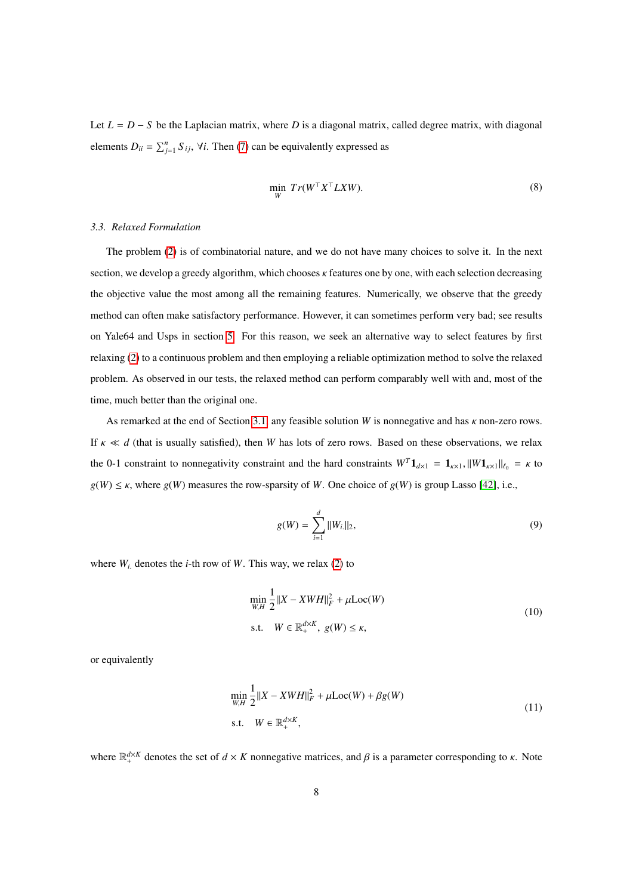Let $L = D - S$ be the Laplacian matrix, where $D$ is a diagonal matrix, called degree matrix, with diagonal elements $D_{ii} = \sum_{j=1}^{n} S_{ij}$, $\forall i$. Then (7) can be equivalently expressed as

$$\min_{W} \; Tr(W^\top X^\top L X W). \tag{8}$$

### 3.3. Relaxed Formulation

The problem (2) is of combinatorial nature, and we do not have many choices to solve it. In the next section, we develop a greedy algorithm, which chooses $\kappa$ features one by one, with each selection decreasing the objective value the most among all the remaining features. Numerically, we observe that the greedy method can often make satisfactory performance. However, it can sometimes perform very bad; see results on Yale64 and Usps in section 5. For this reason, we seek an alternative way to select features by first relaxing (2) to a continuous problem and then employing a reliable optimization method to solve the relaxed problem. As observed in our tests, the relaxed method can perform comparably well with and, most of the time, much better than the original one.

As remarked at the end of Section 3.1, any feasible solution $W$ is nonnegative and has $\kappa$ non-zero rows. If $\kappa \ll d$ (that is usually satisfied), then $W$ has lots of zero rows. Based on these observations, we relax the 0-1 constraint to nonnegativity constraint and the hard constraints $W^T \mathbf{1}_{d\times 1} = \mathbf{1}_{\kappa\times 1}, \|W\mathbf{1}_{\kappa\times 1}\|_{\ell_0} = \kappa$ to $g(W) \leq \kappa$, where $g(W)$ measures the row-sparsity of $W$. One choice of $g(W)$ is group Lasso [42], i.e.,

$$g(W) = \sum_{i=1}^{d} \|W_{i.}\|_2, \tag{9}$$

where $W_{i.}$ denotes the $i$-th row of $W$. This way, we relax (2) to

$$\begin{aligned} \min_{W,H} \; & \frac{1}{2}\|X - XWH\|_F^2 + \mu \text{Loc}(W) \\ \text{s.t.} \quad & W \in \mathbb{R}_+^{d\times K}, \; g(W) \leq \kappa, \end{aligned} \tag{10}$$

or equivalently

$$\begin{aligned} \min_{W,H} \; & \frac{1}{2}\|X - XWH\|_F^2 + \mu \text{Loc}(W) + \beta g(W) \\ \text{s.t.} \quad & W \in \mathbb{R}_+^{d\times K}, \end{aligned} \tag{11}$$

where $\mathbb{R}_+^{d\times K}$ denotes the set of $d \times K$ nonnegative matrices, and $\beta$ is a parameter corresponding to $\kappa$. Note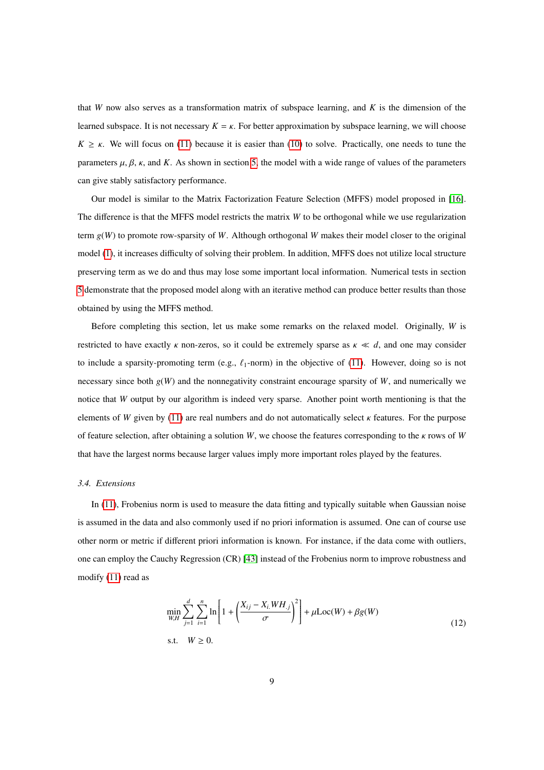that $W$ now also serves as a transformation matrix of subspace learning, and $K$ is the dimension of the learned subspace. It is not necessary $K = \kappa$. For better approximation by subspace learning, we will choose $K \geq \kappa$. We will focus on (11) because it is easier than (10) to solve. Practically, one needs to tune the parameters $\mu, \beta, \kappa$, and $K$. As shown in section 5, the model with a wide range of values of the parameters can give stably satisfactory performance.

Our model is similar to the Matrix Factorization Feature Selection (MFFS) model proposed in [16]. The difference is that the MFFS model restricts the matrix $W$ to be orthogonal while we use regularization term $g(W)$ to promote row-sparsity of $W$. Although orthogonal $W$ makes their model closer to the original model (1), it increases difficulty of solving their problem. In addition, MFFS does not utilize local structure preserving term as we do and thus may lose some important local information. Numerical tests in section 5 demonstrate that the proposed model along with an iterative method can produce better results than those obtained by using the MFFS method.

Before completing this section, let us make some remarks on the relaxed model. Originally, $W$ is restricted to have exactly $\kappa$ non-zeros, so it could be extremely sparse as $\kappa \ll d$, and one may consider to include a sparsity-promoting term (e.g., $\ell_1$-norm) in the objective of (11). However, doing so is not necessary since both $g(W)$ and the nonnegativity constraint encourage sparsity of $W$, and numerically we notice that $W$ output by our algorithm is indeed very sparse. Another point worth mentioning is that the elements of $W$ given by (11) are real numbers and do not automatically select $\kappa$ features. For the purpose of feature selection, after obtaining a solution $W$, we choose the features corresponding to the $\kappa$ rows of $W$ that have the largest norms because larger values imply more important roles played by the features.

### 3.4. Extensions

In (11), Frobenius norm is used to measure the data fitting and typically suitable when Gaussian noise is assumed in the data and also commonly used if no priori information is assumed. One can of course use other norm or metric if different priori information is known. For instance, if the data come with outliers, one can employ the Cauchy Regression (CR) [43] instead of the Frobenius norm to improve robustness and modify (11) read as

$$
\begin{aligned}
\min_{W,H} \; & \sum_{j=1}^{d} \sum_{i=1}^{n} \ln\left[1 + \left(\frac{X_{ij} - X_{i.}WH_{.j}}{\sigma}\right)^2\right] + \mu \mathrm{Loc}(W) + \beta g(W) \\
\text{s.t.} \quad & W \geq 0.
\end{aligned} \tag{12}
$$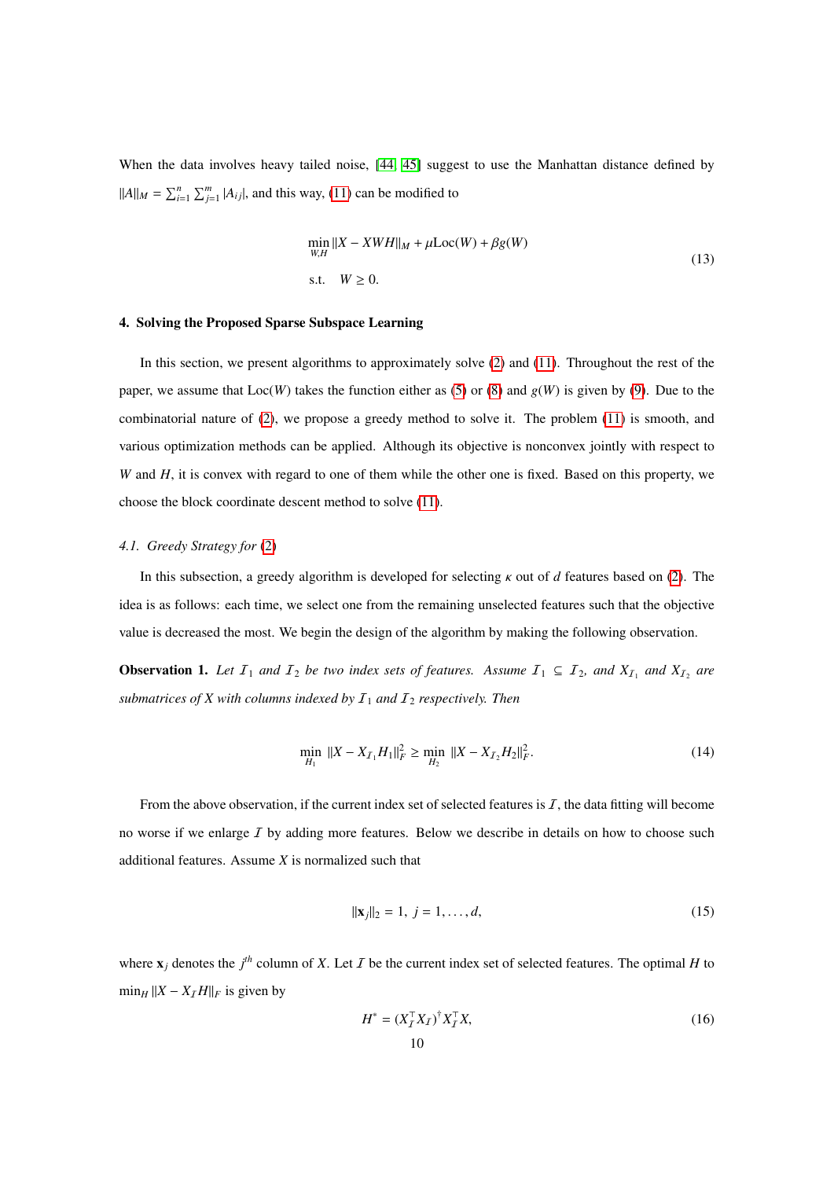When the data involves heavy tailed noise, [44, 45] suggest to use the Manhattan distance defined by $\|A\|_M = \sum_{i=1}^{n}\sum_{j=1}^{m}|A_{ij}|$, and this way, (11) can be modified to

$$
\begin{aligned}
&\min_{W,H} \|X - XWH\|_M + \mu \mathrm{Loc}(W) + \beta g(W) \\
&\text{s.t.} \quad W \geq 0.
\end{aligned}
\tag{13}
$$

### 4. Solving the Proposed Sparse Subspace Learning

In this section, we present algorithms to approximately solve (2) and (11). Throughout the rest of the paper, we assume that $\mathrm{Loc}(W)$ takes the function either as (5) or (8) and $g(W)$ is given by (9). Due to the combinatorial nature of (2), we propose a greedy method to solve it. The problem (11) is smooth, and various optimization methods can be applied. Although its objective is nonconvex jointly with respect to $W$ and $H$, it is convex with regard to one of them while the other one is fixed. Based on this property, we choose the block coordinate descent method to solve (11).

#### *4.1. Greedy Strategy for (2)*

In this subsection, a greedy algorithm is developed for selecting $\kappa$ out of $d$ features based on (2). The idea is as follows: each time, we select one from the remaining unselected features such that the objective value is decreased the most. We begin the design of the algorithm by making the following observation.

**Observation 1.** *Let $\mathcal{I}_1$ and $\mathcal{I}_2$ be two index sets of features. Assume $\mathcal{I}_1 \subseteq \mathcal{I}_2$, and $X_{\mathcal{I}_1}$ and $X_{\mathcal{I}_2}$ are submatrices of $X$ with columns indexed by $\mathcal{I}_1$ and $\mathcal{I}_2$ respectively. Then*

$$
\min_{H_1} \|X - X_{\mathcal{I}_1} H_1\|_F^2 \geq \min_{H_2} \|X - X_{\mathcal{I}_2} H_2\|_F^2. \tag{14}
$$

From the above observation, if the current index set of selected features is $\mathcal{I}$, the data fitting will become no worse if we enlarge $\mathcal{I}$ by adding more features. Below we describe in details on how to choose such additional features. Assume $X$ is normalized such that

$$
\|\mathbf{x}_j\|_2 = 1, \; j = 1, \ldots, d, \tag{15}
$$

where $\mathbf{x}_j$ denotes the $j^{th}$ column of $X$. Let $\mathcal{I}$ be the current index set of selected features. The optimal $H$ to $\min_H \|X - X_{\mathcal{I}} H\|_F$ is given by

$$
H^* = (X_{\mathcal{I}}^\top X_{\mathcal{I}})^\dagger X_{\mathcal{I}}^\top X, \tag{16}
$$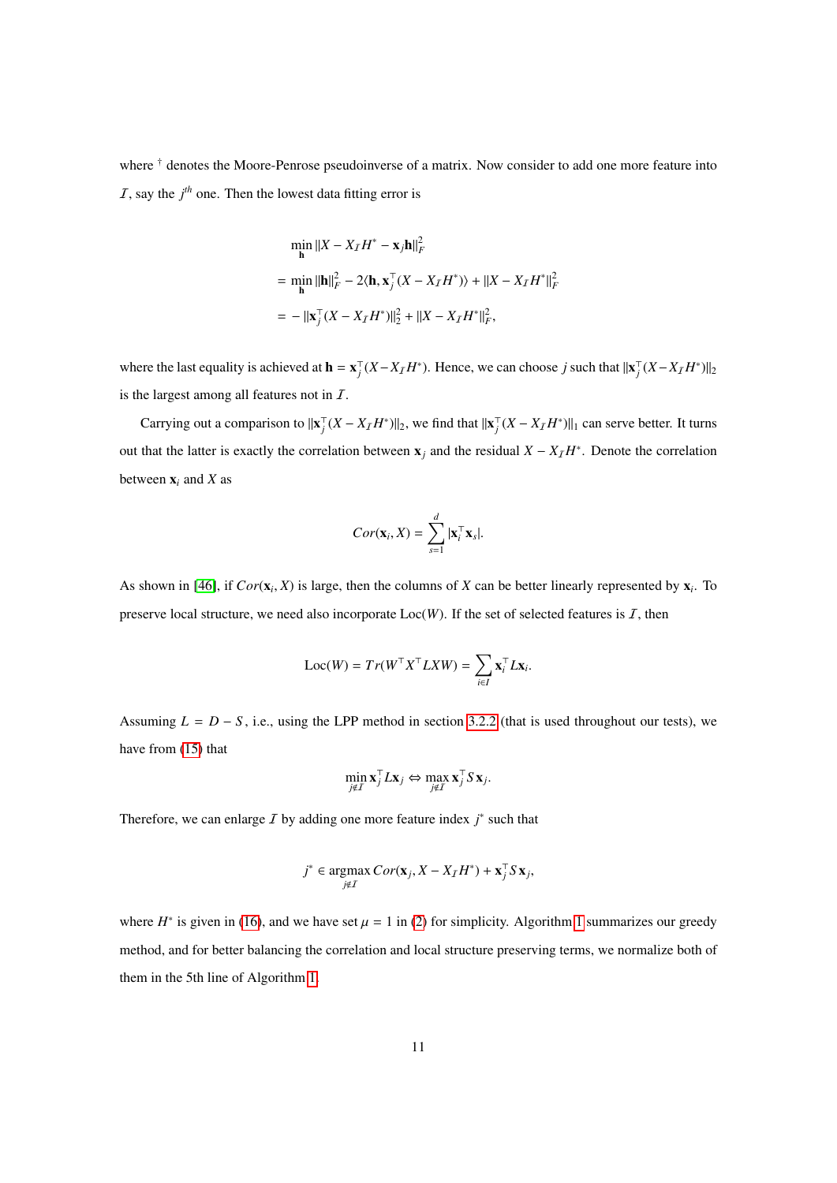where $^\dagger$ denotes the Moore-Penrose pseudoinverse of a matrix. Now consider to add one more feature into $\mathcal{I}$, say the $j^{th}$ one. Then the lowest data fitting error is

$$
\begin{aligned}
&\min_{\mathbf{h}} \|X - X_{\mathcal{I}} H^* - \mathbf{x}_j \mathbf{h}\|_F^2 \\
=& \min_{\mathbf{h}} \|\mathbf{h}\|_F^2 - 2\langle \mathbf{h}, \mathbf{x}_j^\top (X - X_{\mathcal{I}} H^*)\rangle + \|X - X_{\mathcal{I}} H^*\|_F^2 \\
=& -\|\mathbf{x}_j^\top (X - X_{\mathcal{I}} H^*)\|_2^2 + \|X - X_{\mathcal{I}} H^*\|_F^2,
\end{aligned}
$$

where the last equality is achieved at $\mathbf{h} = \mathbf{x}_j^\top (X - X_{\mathcal{I}} H^*)$. Hence, we can choose $j$ such that $\|\mathbf{x}_j^\top (X - X_{\mathcal{I}} H^*)\|_2$ is the largest among all features not in $\mathcal{I}$.

Carrying out a comparison to $\|\mathbf{x}_j^\top (X - X_{\mathcal{I}} H^*)\|_2$, we find that $\|\mathbf{x}_j^\top (X - X_{\mathcal{I}} H^*)\|_1$ can serve better. It turns out that the latter is exactly the correlation between $\mathbf{x}_j$ and the residual $X - X_{\mathcal{I}} H^*$. Denote the correlation between $\mathbf{x}_i$ and $X$ as

$$
Cor(\mathbf{x}_i, X) = \sum_{s=1}^{d} |\mathbf{x}_i^\top \mathbf{x}_s|.
$$

As shown in [46], if $Cor(\mathbf{x}_i, X)$ is large, then the columns of $X$ can be better linearly represented by $\mathbf{x}_i$. To preserve local structure, we need also incorporate $\text{Loc}(W)$. If the set of selected features is $\mathcal{I}$, then

$$
\text{Loc}(W) = Tr(W^\top X^\top L X W) = \sum_{i \in \mathcal{I}} \mathbf{x}_i^\top L \mathbf{x}_i.
$$

Assuming $L = D - S$, i.e., using the LPP method in section 3.2.2 (that is used throughout our tests), we have from (15) that

$$
\min_{j \notin \mathcal{I}} \mathbf{x}_j^\top L \mathbf{x}_j \Leftrightarrow \max_{j \notin \mathcal{I}} \mathbf{x}_j^\top S \mathbf{x}_j.
$$

Therefore, we can enlarge $\mathcal{I}$ by adding one more feature index $j^*$ such that

$$
j^* \in \operatorname*{argmax}_{j \notin \mathcal{I}} Cor(\mathbf{x}_j, X - X_{\mathcal{I}} H^*) + \mathbf{x}_j^\top S \mathbf{x}_j,
$$

where $H^*$ is given in (16), and we have set $\mu = 1$ in (2) for simplicity. Algorithm 1 summarizes our greedy method, and for better balancing the correlation and local structure preserving terms, we normalize both of them in the 5th line of Algorithm 1.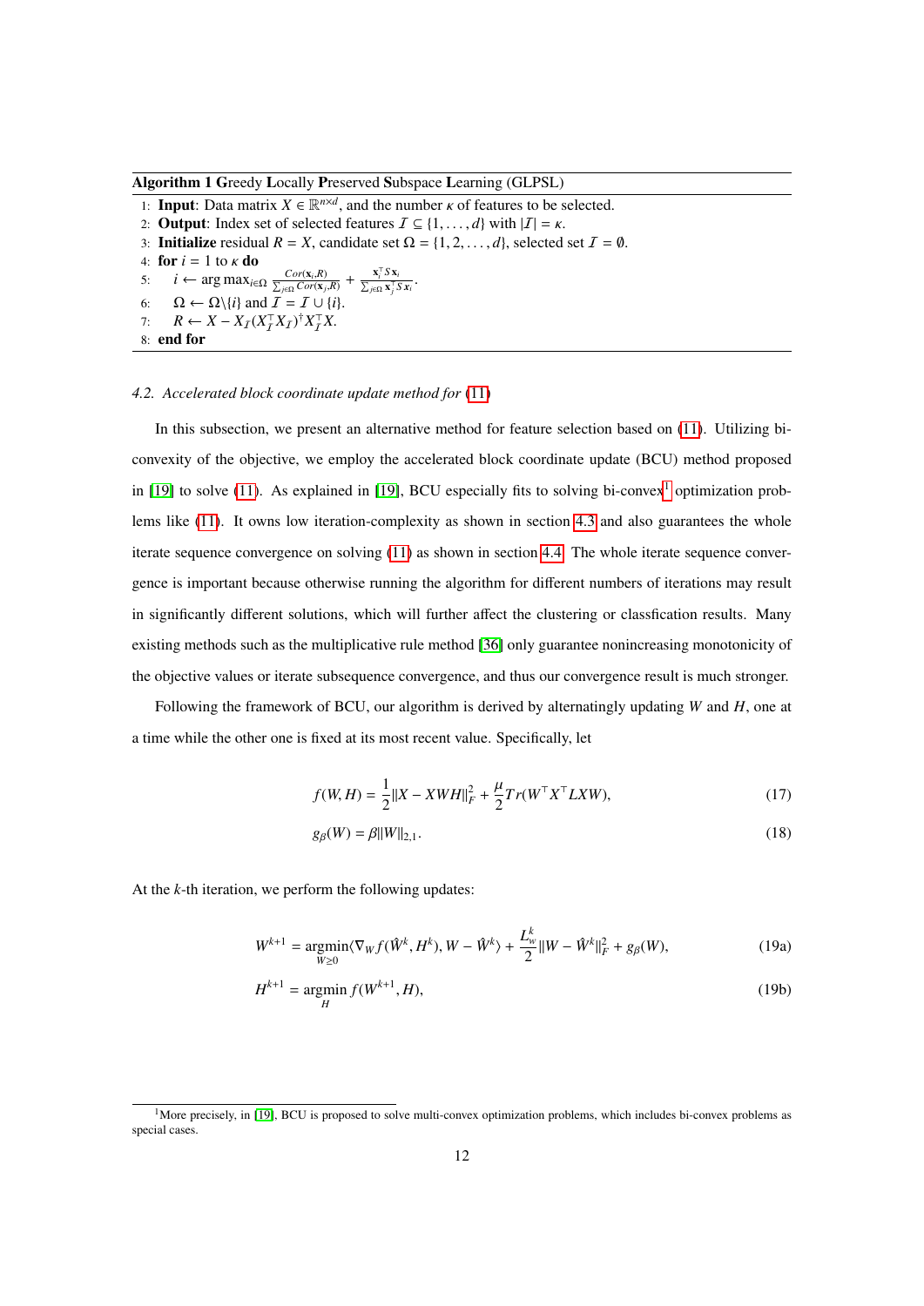**Algorithm 1** **G**reedy **L**ocally **P**reserved **S**ubspace **L**earning (GLPSL)

1: **Input**: Data matrix $X \in \mathbb{R}^{n \times d}$, and the number $\kappa$ of features to be selected.
2: **Output**: Index set of selected features $\mathcal{I} \subseteq \{1, \ldots, d\}$ with $|\mathcal{I}| = \kappa$.
3: **Initialize** residual $R = X$, candidate set $\Omega = \{1, 2, \ldots, d\}$, selected set $\mathcal{I} = \emptyset$.
4: **for** $i = 1$ to $\kappa$ **do**
5: $\quad i \leftarrow \arg\max_{i \in \Omega} \frac{Cor(\mathbf{x}_i, R)}{\sum_{j \in \Omega} Cor(\mathbf{x}_j, R)} + \frac{\mathbf{x}_i^\top S \mathbf{x}_i}{\sum_{j \in \Omega} \mathbf{x}_j^\top S \mathbf{x}_i}$.
6: $\quad \Omega \leftarrow \Omega \backslash \{i\}$ and $\mathcal{I} = \mathcal{I} \cup \{i\}$.
7: $\quad R \leftarrow X - X_{\mathcal{I}}(X_{\mathcal{I}}^\top X_{\mathcal{I}})^\dagger X_{\mathcal{I}}^\top X$.
8: **end for**

### *4.2. Accelerated block coordinate update method for (11)*

In this subsection, we present an alternative method for feature selection based on (11). Utilizing bi-convexity of the objective, we employ the accelerated block coordinate update (BCU) method proposed in [19] to solve (11). As explained in [19], BCU especially fits to solving bi-convex[1] optimization problems like (11). It owns low iteration-complexity as shown in section 4.3 and also guarantees the whole iterate sequence convergence on solving (11) as shown in section 4.4. The whole iterate sequence convergence is important because otherwise running the algorithm for different numbers of iterations may result in significantly different solutions, which will further affect the clustering or classfication results. Many existing methods such as the multiplicative rule method [36] only guarantee nonincreasing monotonicity of the objective values or iterate subsequence convergence, and thus our convergence result is much stronger.

Following the framework of BCU, our algorithm is derived by alternatingly updating $W$ and $H$, one at a time while the other one is fixed at its most recent value. Specifically, let

$$f(W, H) = \frac{1}{2}\|X - XWH\|_F^2 + \frac{\mu}{2} Tr(W^\top X^\top LXW), \tag{17}$$

$$g_\beta(W) = \beta \|W\|_{2,1}. \tag{18}$$

At the $k$-th iteration, we perform the following updates:

$$W^{k+1} = \underset{W \geq 0}{\operatorname{argmin}} \langle \nabla_W f(\hat{W}^k, H^k), W - \hat{W}^k \rangle + \frac{L_w^k}{2} \|W - \hat{W}^k\|_F^2 + g_\beta(W), \tag{19a}$$

$$H^{k+1} = \underset{H}{\operatorname{argmin}}\, f(W^{k+1}, H), \tag{19b}$$

[1] More precisely, in [19], BCU is proposed to solve multi-convex optimization problems, which includes bi-convex problems as special cases.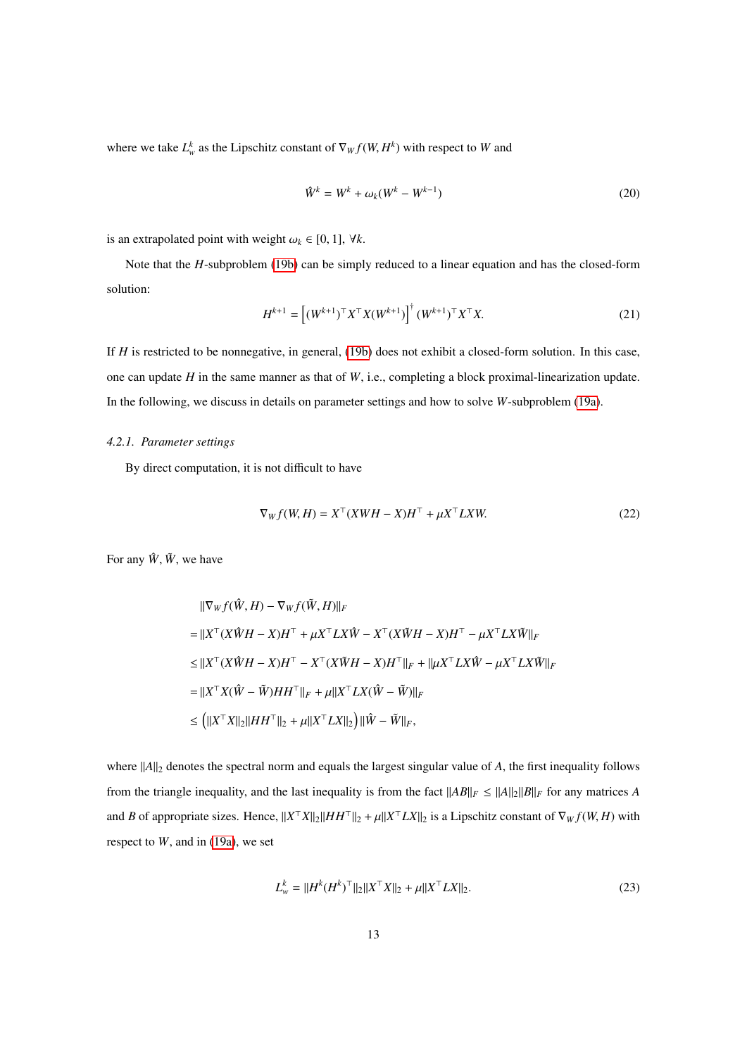where we take $L_w^k$ as the Lipschitz constant of $\nabla_W f(W, H^k)$ with respect to $W$ and

$$\hat{W}^k = W^k + \omega_k (W^k - W^{k-1}) \tag{20}$$

is an extrapolated point with weight $\omega_k \in [0, 1]$, $\forall k$.

Note that the $H$-subproblem (19b) can be simply reduced to a linear equation and has the closed-form solution:

$$H^{k+1} = \left[ (W^{k+1})^\top X^\top X (W^{k+1}) \right]^\dagger (W^{k+1})^\top X^\top X. \tag{21}$$

If $H$ is restricted to be nonnegative, in general, (19b) does not exhibit a closed-form solution. In this case, one can update $H$ in the same manner as that of $W$, i.e., completing a block proximal-linearization update. In the following, we discuss in details on parameter settings and how to solve $W$-subproblem (19a).

#### 4.2.1. *Parameter settings*

By direct computation, it is not difficult to have

$$\nabla_W f(W, H) = X^\top (XWH - X) H^\top + \mu X^\top L X W. \tag{22}$$

For any $\hat{W}, \tilde{W}$, we have

$$\begin{aligned}
& \|\nabla_W f(\hat{W}, H) - \nabla_W f(\tilde{W}, H)\|_F \\
= & \|X^\top (X\hat{W}H - X)H^\top + \mu X^\top L X \hat{W} - X^\top (X\tilde{W}H - X)H^\top - \mu X^\top L X \tilde{W}\|_F \\
\leq & \|X^\top (X\hat{W}H - X)H^\top - X^\top (X\tilde{W}H - X)H^\top\|_F + \|\mu X^\top L X \hat{W} - \mu X^\top L X \tilde{W}\|_F \\
= & \|X^\top X (\hat{W} - \tilde{W}) H H^\top\|_F + \mu \|X^\top L X (\hat{W} - \tilde{W})\|_F \\
\leq & \left( \|X^\top X\|_2 \|H H^\top\|_2 + \mu \|X^\top L X\|_2 \right) \|\hat{W} - \tilde{W}\|_F,
\end{aligned}$$

where $\|A\|_2$ denotes the spectral norm and equals the largest singular value of $A$, the first inequality follows from the triangle inequality, and the last inequality is from the fact $\|AB\|_F \leq \|A\|_2 \|B\|_F$ for any matrices $A$ and $B$ of appropriate sizes. Hence, $\|X^\top X\|_2 \|H H^\top\|_2 + \mu \|X^\top L X\|_2$ is a Lipschitz constant of $\nabla_W f(W, H)$ with respect to $W$, and in (19a), we set

$$L_w^k = \|H^k (H^k)^\top\|_2 \|X^\top X\|_2 + \mu \|X^\top L X\|_2. \tag{23}$$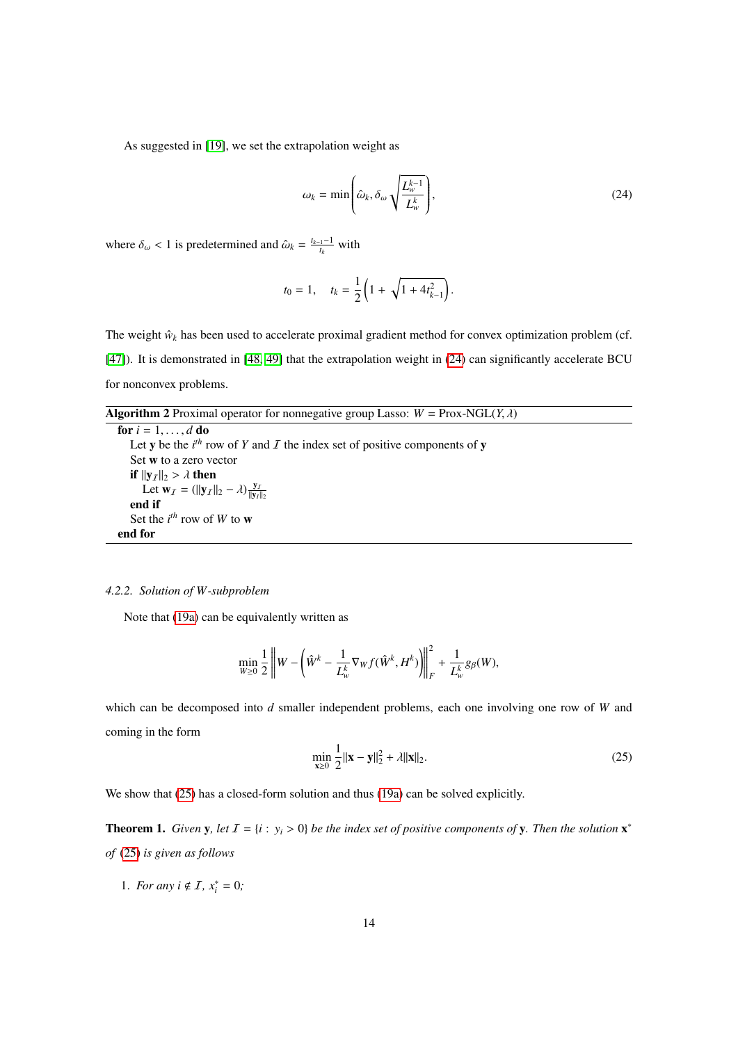As suggested in [19], we set the extrapolation weight as

$$\omega_k = \min\left(\hat{\omega}_k, \delta_\omega \sqrt{\frac{L_w^{k-1}}{L_w^k}}\right), \tag{24}$$

where $\delta_\omega < 1$ is predetermined and $\hat{\omega}_k = \frac{t_{k-1}-1}{t_k}$ with

$$t_0 = 1, \quad t_k = \frac{1}{2}\left(1 + \sqrt{1 + 4t_{k-1}^2}\right).$$

The weight $\hat{w}_k$ has been used to accelerate proximal gradient method for convex optimization problem (cf. [47]). It is demonstrated in [48, 49] that the extrapolation weight in (24) can significantly accelerate BCU for nonconvex problems.

---

**Algorithm 2** Proximal operator for nonnegative group Lasso: $W = \text{Prox-NGL}(Y, \lambda)$

---

**for** $i = 1, \ldots, d$ **do**
  Let $\mathbf{y}$ be the $i^{th}$ row of $Y$ and $\mathcal{I}$ the index set of positive components of $\mathbf{y}$
  Set $\mathbf{w}$ to a zero vector
  **if** $\|\mathbf{y}_\mathcal{I}\|_2 > \lambda$ **then**
    Let $\mathbf{w}_\mathcal{I} = (\|\mathbf{y}_\mathcal{I}\|_2 - \lambda)\frac{\mathbf{y}_\mathcal{I}}{\|\mathbf{y}_\mathcal{I}\|_2}$
  **end if**
  Set the $i^{th}$ row of $W$ to $\mathbf{w}$
**end for**

---

### 4.2.2. Solution of W-subproblem

Note that (19a) can be equivalently written as

$$\min_{W\geq 0} \frac{1}{2}\left\|W - \left(\hat{W}^k - \frac{1}{L_w^k}\nabla_W f(\hat{W}^k, H^k)\right)\right\|_F^2 + \frac{1}{L_w^k} g_\beta(W),$$

which can be decomposed into $d$ smaller independent problems, each one involving one row of $W$ and coming in the form

$$\min_{\mathbf{x}\geq 0} \frac{1}{2}\|\mathbf{x} - \mathbf{y}\|_2^2 + \lambda\|\mathbf{x}\|_2. \tag{25}$$

We show that (25) has a closed-form solution and thus (19a) can be solved explicitly.

**Theorem 1.** *Given* $\mathbf{y}$*, let* $\mathcal{I} = \{i : y_i > 0\}$ *be the index set of positive components of* $\mathbf{y}$*. Then the solution* $\mathbf{x}^*$ *of (25) is given as follows*

1. *For any* $i \notin \mathcal{I}$*,* $x_i^* = 0$*;*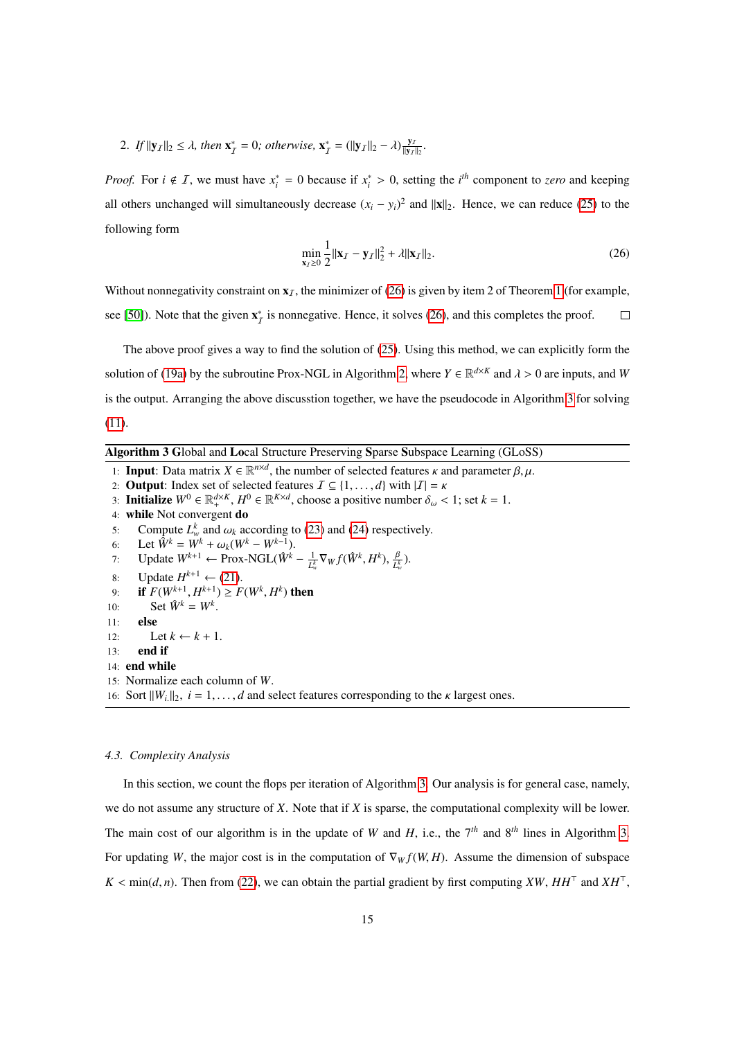2. *If* $\|\mathbf{y}_\mathcal{I}\|_2 \leq \lambda$, *then* $\mathbf{x}^*_\mathcal{I} = 0$; *otherwise,* $\mathbf{x}^*_\mathcal{I} = (\|\mathbf{y}_\mathcal{I}\|_2 - \lambda)\frac{\mathbf{y}_\mathcal{I}}{\|\mathbf{y}_\mathcal{I}\|_2}$.

*Proof.* For $i \notin \mathcal{I}$, we must have $x^*_i = 0$ because if $x^*_i > 0$, setting the $i^{th}$ component to *zero* and keeping all others unchanged will simultaneously decrease $(x_i - y_i)^2$ and $\|\mathbf{x}\|_2$. Hence, we can reduce (25) to the following form

$$\min_{\mathbf{x}_\mathcal{I} \geq 0} \frac{1}{2}\|\mathbf{x}_\mathcal{I} - \mathbf{y}_\mathcal{I}\|_2^2 + \lambda\|\mathbf{x}_\mathcal{I}\|_2. \tag{26}$$

Without nonnegativity constraint on $\mathbf{x}_\mathcal{I}$, the minimizer of (26) is given by item 2 of Theorem 1 (for example, see [50]). Note that the given $\mathbf{x}^*_\mathcal{I}$ is nonnegative. Hence, it solves (26), and this completes the proof. □

The above proof gives a way to find the solution of (25). Using this method, we can explicitly form the solution of (19a) by the subroutine Prox-NGL in Algorithm 2, where $Y \in \mathbb{R}^{d\times K}$ and $\lambda > 0$ are inputs, and $W$ is the output. Arranging the above discusstion together, we have the pseudocode in Algorithm 3 for solving (11).

**Algorithm 3** **G**lobal and **Lo**cal Structure Preserving **S**parse **S**ubspace Learning (GLoSS)

1: **Input**: Data matrix $X \in \mathbb{R}^{n\times d}$, the number of selected features $\kappa$ and parameter $\beta, \mu$.
2: **Output**: Index set of selected features $\mathcal{I} \subseteq \{1, \ldots, d\}$ with $|\mathcal{I}| = \kappa$
3: **Initialize** $W^0 \in \mathbb{R}^{d\times K}_+$, $H^0 \in \mathbb{R}^{K\times d}$, choose a positive number $\delta_\omega < 1$; set $k = 1$.
4: **while** Not convergent **do**
5: Compute $L^k_w$ and $\omega_k$ according to (23) and (24) respectively.
6: Let $\hat{W}^k = W^k + \omega_k(W^k - W^{k-1})$.
7: Update $W^{k+1} \leftarrow$ Prox-NGL$(\hat{W}^k - \frac{1}{L^k_w}\nabla_W f(\hat{W}^k, H^k), \frac{\beta}{L^k_w})$.
8: Update $H^{k+1} \leftarrow$ (21).
9: **if** $F(W^{k+1}, H^{k+1}) \geq F(W^k, H^k)$ **then**
10: Set $\hat{W}^k = W^k$.
11: **else**
12: Let $k \leftarrow k + 1$.
13: **end if**
14: **end while**
15: Normalize each column of $W$.
16: Sort $\|W_{i,:}\|_2$, $i = 1, \ldots, d$ and select features corresponding to the $\kappa$ largest ones.

### *4.3. Complexity Analysis*

In this section, we count the flops per iteration of Algorithm 3. Our analysis is for general case, namely, we do not assume any structure of $X$. Note that if $X$ is sparse, the computational complexity will be lower. The main cost of our algorithm is in the update of $W$ and $H$, i.e., the $7^{th}$ and $8^{th}$ lines in Algorithm 3. For updating $W$, the major cost is in the computation of $\nabla_W f(W, H)$. Assume the dimension of subspace $K < \min(d, n)$. Then from (22), we can obtain the partial gradient by first computing $XW$, $HH^\top$ and $XH^\top$,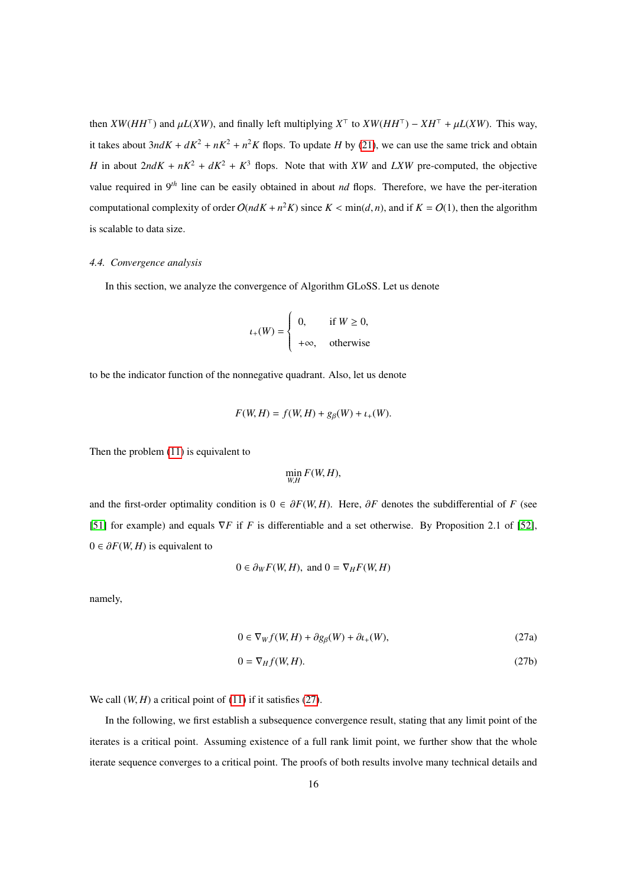then $XW(HH^\top)$ and $\mu L(XW)$, and finally left multiplying $X^\top$ to $XW(HH^\top) - XH^\top + \mu L(XW)$. This way, it takes about $3ndK + dK^2 + nK^2 + n^2K$ flops. To update $H$ by (21), we can use the same trick and obtain $H$ in about $2ndK + nK^2 + dK^2 + K^3$ flops. Note that with $XW$ and $LXW$ pre-computed, the objective value required in $9^{th}$ line can be easily obtained in about $nd$ flops. Therefore, we have the per-iteration computational complexity of order $O(ndK + n^2K)$ since $K < \min(d, n)$, and if $K = O(1)$, then the algorithm is scalable to data size.

### 4.4. Convergence analysis

In this section, we analyze the convergence of Algorithm GLoSS. Let us denote

$$\iota_+(W) = \begin{cases} 0, & \text{if } W \geq 0, \\ +\infty, & \text{otherwise} \end{cases}$$

to be the indicator function of the nonnegative quadrant. Also, let us denote

$$F(W, H) = f(W, H) + g_\beta(W) + \iota_+(W).$$

Then the problem (11) is equivalent to

$$\min_{W,H} F(W, H),$$

and the first-order optimality condition is $0 \in \partial F(W, H)$. Here, $\partial F$ denotes the subdifferential of $F$ (see [51] for example) and equals $\nabla F$ if $F$ is differentiable and a set otherwise. By Proposition 2.1 of [52], $0 \in \partial F(W, H)$ is equivalent to

$$0 \in \partial_W F(W, H), \text{ and } 0 = \nabla_H F(W, H)$$

namely,

$$0 \in \nabla_W f(W, H) + \partial g_\beta(W) + \partial \iota_+(W), \tag{27a}$$

$$0 = \nabla_H f(W, H). \tag{27b}$$

We call $(W, H)$ a critical point of (11) if it satisfies (27).

In the following, we first establish a subsequence convergence result, stating that any limit point of the iterates is a critical point. Assuming existence of a full rank limit point, we further show that the whole iterate sequence converges to a critical point. The proofs of both results involve many technical details and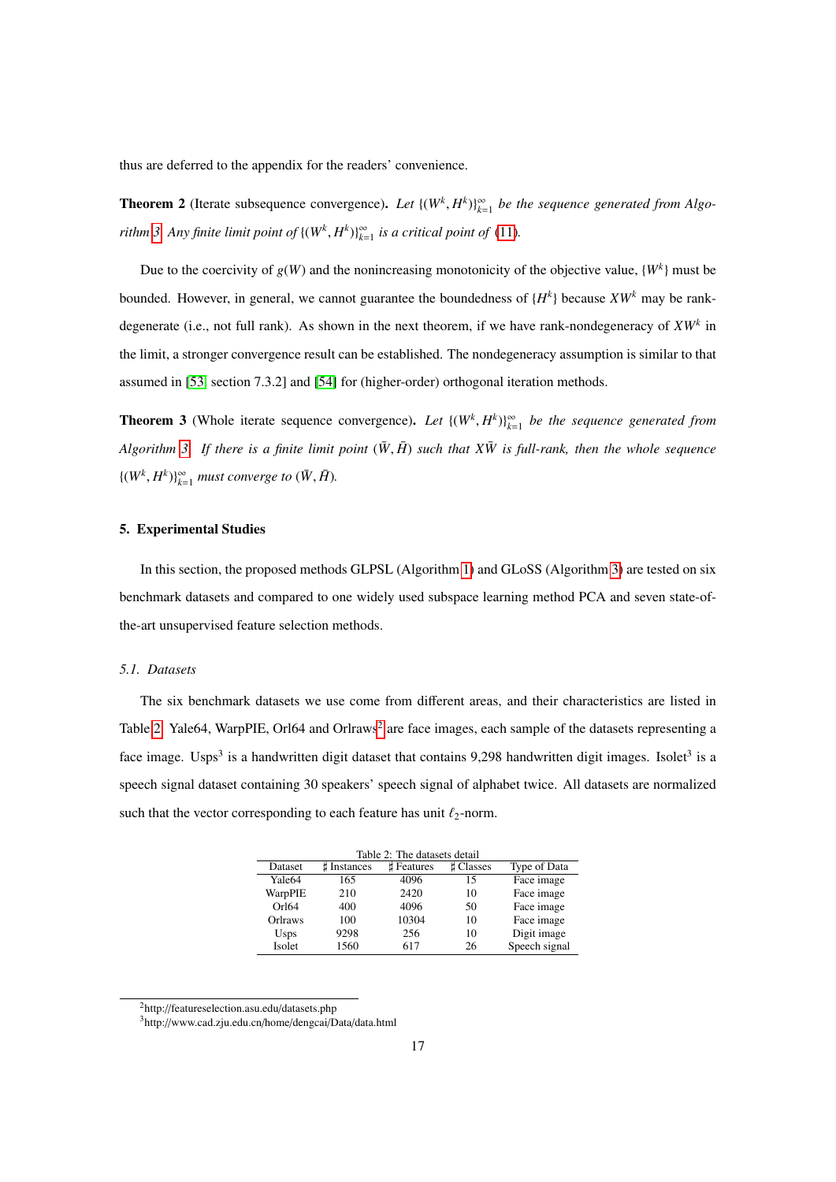thus are deferred to the appendix for the readers' convenience.

**Theorem 2** (Iterate subsequence convergence). *Let $\{(W^k, H^k)\}_{k=1}^{\infty}$ be the sequence generated from Algorithm 3. Any finite limit point of $\{(W^k, H^k)\}_{k=1}^{\infty}$ is a critical point of (11).*

Due to the coercivity of $g(W)$ and the nonincreasing monotonicity of the objective value, $\{W^k\}$ must be bounded. However, in general, we cannot guarantee the boundedness of $\{H^k\}$ because $XW^k$ may be rank-degenerate (i.e., not full rank). As shown in the next theorem, if we have rank-nondegeneracy of $XW^k$ in the limit, a stronger convergence result can be established. The nondegeneracy assumption is similar to that assumed in [53, section 7.3.2] and [54] for (higher-order) orthogonal iteration methods.

**Theorem 3** (Whole iterate sequence convergence). *Let $\{(W^k, H^k)\}_{k=1}^{\infty}$ be the sequence generated from Algorithm 3. If there is a finite limit point $(\bar{W}, \bar{H})$ such that $X\bar{W}$ is full-rank, then the whole sequence $\{(W^k, H^k)\}_{k=1}^{\infty}$ must converge to $(\bar{W}, \bar{H})$.*

## 5. Experimental Studies

In this section, the proposed methods GLPSL (Algorithm 1) and GLoSS (Algorithm 3) are tested on six benchmark datasets and compared to one widely used subspace learning method PCA and seven state-of-the-art unsupervised feature selection methods.

### 5.1. Datasets

The six benchmark datasets we use come from different areas, and their characteristics are listed in Table 2. Yale64, WarpPIE, Orl64 and Orlraws[2] are face images, each sample of the datasets representing a face image. Usps[3] is a handwritten digit dataset that contains 9,298 handwritten digit images. Isolet[3] is a speech signal dataset containing 30 speakers' speech signal of alphabet twice. All datasets are normalized such that the vector corresponding to each feature has unit $\ell_2$-norm.

Table 2: The datasets detail

| Dataset | ♯ Instances | ♯ Features | ♯ Classes | Type of Data |
|---|---|---|---|---|
| Yale64 | 165 | 4096 | 15 | Face image |
| WarpPIE | 210 | 2420 | 10 | Face image |
| Orl64 | 400 | 4096 | 50 | Face image |
| Orlraws | 100 | 10304 | 10 | Face image |
| Usps | 9298 | 256 | 10 | Digit image |
| Isolet | 1560 | 617 | 26 | Speech signal |

[2] http://featureselection.asu.edu/datasets.php

[3] http://www.cad.zju.edu.cn/home/dengcai/Data/data.html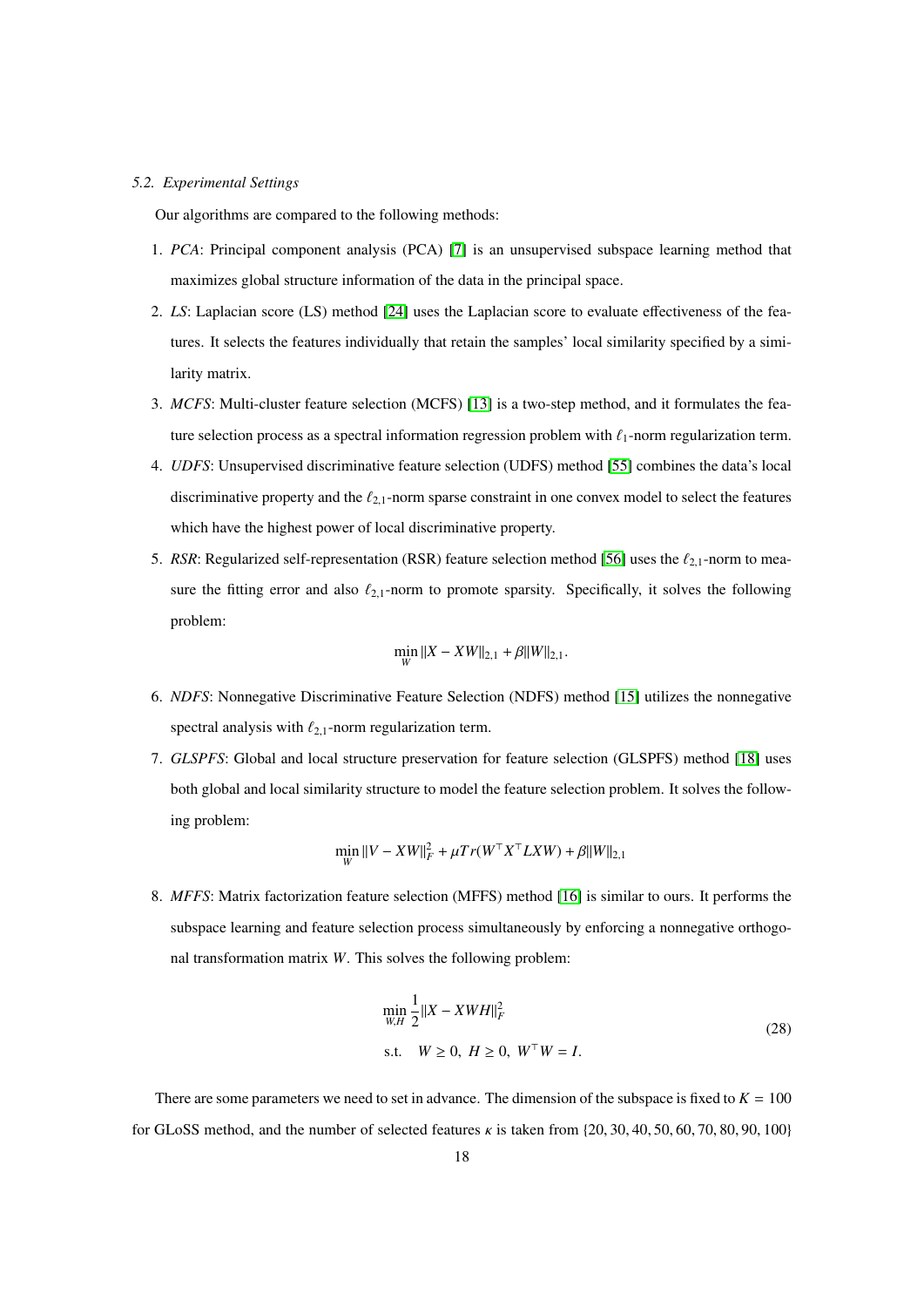### 5.2. Experimental Settings

Our algorithms are compared to the following methods:

1. *PCA*: Principal component analysis (PCA) [7] is an unsupervised subspace learning method that maximizes global structure information of the data in the principal space.
2. *LS*: Laplacian score (LS) method [24] uses the Laplacian score to evaluate effectiveness of the features. It selects the features individually that retain the samples' local similarity specified by a similarity matrix.
3. *MCFS*: Multi-cluster feature selection (MCFS) [13] is a two-step method, and it formulates the feature selection process as a spectral information regression problem with $\ell_1$-norm regularization term.
4. *UDFS*: Unsupervised discriminative feature selection (UDFS) method [55] combines the data's local discriminative property and the $\ell_{2,1}$-norm sparse constraint in one convex model to select the features which have the highest power of local discriminative property.
5. *RSR*: Regularized self-representation (RSR) feature selection method [56] uses the $\ell_{2,1}$-norm to measure the fitting error and also $\ell_{2,1}$-norm to promote sparsity. Specifically, it solves the following problem:
$$\min_{W} \|X - XW\|_{2,1} + \beta \|W\|_{2,1}.$$
6. *NDFS*: Nonnegative Discriminative Feature Selection (NDFS) method [15] utilizes the nonnegative spectral analysis with $\ell_{2,1}$-norm regularization term.
7. *GLSPFS*: Global and local structure preservation for feature selection (GLSPFS) method [18] uses both global and local similarity structure to model the feature selection problem. It solves the following problem:
$$\min_{W} \|V - XW\|_F^2 + \mu Tr(W^\top X^\top LXW) + \beta \|W\|_{2,1}$$
8. *MFFS*: Matrix factorization feature selection (MFFS) method [16] is similar to ours. It performs the subspace learning and feature selection process simultaneously by enforcing a nonnegative orthogonal transformation matrix $W$. This solves the following problem:
$$\begin{aligned} \min_{W,H} \ & \frac{1}{2}\|X - XWH\|_F^2 \\ \text{s.t.} \quad & W \geq 0, \ H \geq 0, \ W^\top W = I. \end{aligned} \tag{28}$$

There are some parameters we need to set in advance. The dimension of the subspace is fixed to $K = 100$ for GLoSS method, and the number of selected features $\kappa$ is taken from $\{20, 30, 40, 50, 60, 70, 80, 90, 100\}$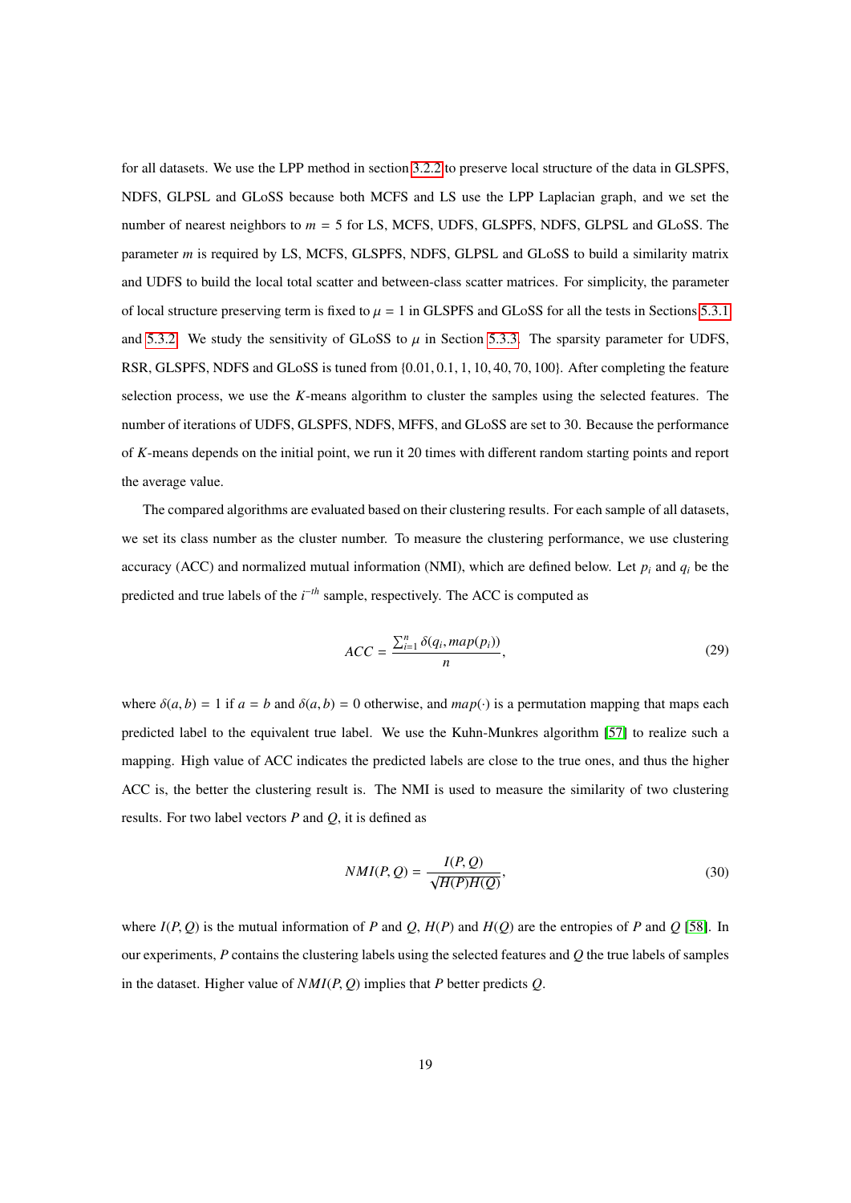for all datasets. We use the LPP method in section 3.2.2 to preserve local structure of the data in GLSPFS, NDFS, GLPSL and GLoSS because both MCFS and LS use the LPP Laplacian graph, and we set the number of nearest neighbors to $m = 5$ for LS, MCFS, UDFS, GLSPFS, NDFS, GLPSL and GLoSS. The parameter $m$ is required by LS, MCFS, GLSPFS, NDFS, GLPSL and GLoSS to build a similarity matrix and UDFS to build the local total scatter and between-class scatter matrices. For simplicity, the parameter of local structure preserving term is fixed to $\mu = 1$ in GLSPFS and GLoSS for all the tests in Sections 5.3.1 and 5.3.2. We study the sensitivity of GLoSS to $\mu$ in Section 5.3.3. The sparsity parameter for UDFS, RSR, GLSPFS, NDFS and GLoSS is tuned from $\{0.01, 0.1, 1, 10, 40, 70, 100\}$. After completing the feature selection process, we use the $K$-means algorithm to cluster the samples using the selected features. The number of iterations of UDFS, GLSPFS, NDFS, MFFS, and GLoSS are set to 30. Because the performance of $K$-means depends on the initial point, we run it 20 times with different random starting points and report the average value.

The compared algorithms are evaluated based on their clustering results. For each sample of all datasets, we set its class number as the cluster number. To measure the clustering performance, we use clustering accuracy (ACC) and normalized mutual information (NMI), which are defined below. Let $p_i$ and $q_i$ be the predicted and true labels of the $i^{-th}$ sample, respectively. The ACC is computed as

$$ACC = \frac{\sum_{i=1}^{n} \delta(q_i, map(p_i))}{n}, \tag{29}$$

where $\delta(a, b) = 1$ if $a = b$ and $\delta(a, b) = 0$ otherwise, and $map(\cdot)$ is a permutation mapping that maps each predicted label to the equivalent true label. We use the Kuhn-Munkres algorithm [57] to realize such a mapping. High value of ACC indicates the predicted labels are close to the true ones, and thus the higher ACC is, the better the clustering result is. The NMI is used to measure the similarity of two clustering results. For two label vectors $P$ and $Q$, it is defined as

$$NMI(P, Q) = \frac{I(P, Q)}{\sqrt{H(P)H(Q)}}, \tag{30}$$

where $I(P, Q)$ is the mutual information of $P$ and $Q$, $H(P)$ and $H(Q)$ are the entropies of $P$ and $Q$ [58]. In our experiments, $P$ contains the clustering labels using the selected features and $Q$ the true labels of samples in the dataset. Higher value of $NMI(P, Q)$ implies that $P$ better predicts $Q$.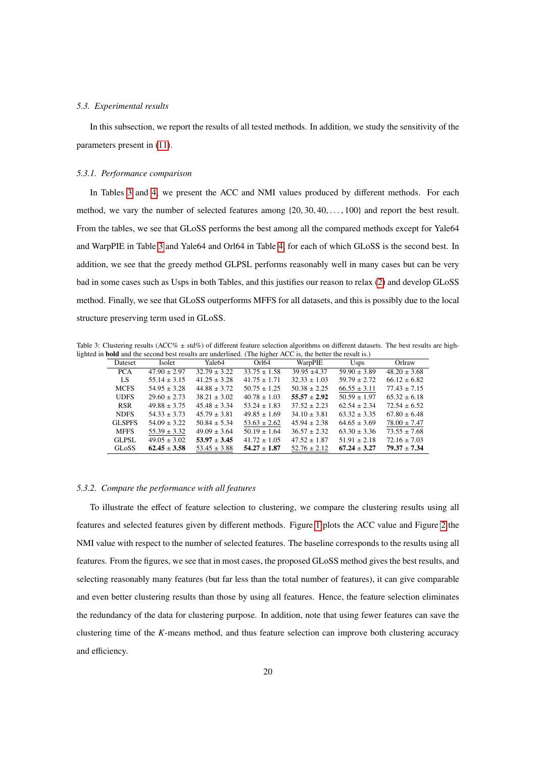### 5.3. Experimental results

In this subsection, we report the results of all tested methods. In addition, we study the sensitivity of the parameters present in (11).

#### 5.3.1. Performance comparison

In Tables 3 and 4, we present the ACC and NMI values produced by different methods. For each method, we vary the number of selected features among $\{20, 30, 40, \ldots, 100\}$ and report the best result. From the tables, we see that GLoSS performs the best among all the compared methods except for Yale64 and WarpPIE in Table 3 and Yale64 and Orl64 in Table 4, for each of which GLoSS is the second best. In addition, we see that the greedy method GLPSL performs reasonably well in many cases but can be very bad in some cases such as Usps in both Tables, and this justifies our reason to relax (2) and develop GLoSS method. Finally, we see that GLoSS outperforms MFFS for all datasets, and this is possibly due to the local structure preserving term used in GLoSS.

Table 3: Clustering results (ACC% ± std%) of different feature selection algorithms on different datasets. The best results are highlighted in **bold** and the second best results are underlined. (The higher ACC is, the better the result is.)

| Dateset | Isolet | Yale64 | Orl64 | WarpPIE | Usps | Orlraw |
|---|---|---|---|---|---|---|
| PCA | 47.90 ± 2.97 | 32.79 ± 3.22 | 33.75 ± 1.58 | 39.95 ±4.37 | 59.90 ± 3.89 | 48.20 ± 3.68 |
| LS | 55.14 ± 3.15 | 41.25 ± 3.28 | 41.75 ± 1.71 | 32.33 ± 1.03 | 59.79 ± 2.72 | 66.12 ± 6.82 |
| MCFS | 54.95 ± 3.28 | 44.88 ± 3.72 | 50.75 ± 1.25 | 50.38 ± 2.25 | <u>66.55 ± 3.11</u> | 77.43 ± 7.15 |
| UDFS | 29.60 ± 2.73 | 38.21 ± 3.02 | 40.78 ± 1.03 | **55.57 ± 2.92** | 50.59 ± 1.97 | 65.32 ± 6.18 |
| RSR | 49.88 ± 3.75 | 45.48 ± 3.34 | 53.24 ± 1.83 | 37.52 ± 2.23 | 62.54 ± 2.34 | 72.54 ± 6.52 |
| NDFS | 54.33 ± 3.73 | 45.79 ± 3.81 | 49.85 ± 1.69 | 34.10 ± 3.81 | 63.32 ± 3.35 | 67.80 ± 6.48 |
| GLSPFS | 54.09 ± 3.22 | 50.84 ± 5.34 | <u>53.63 ± 2.62</u> | 45.94 ± 2.38 | 64.65 ± 3.69 | <u>78.00 ± 7.47</u> |
| MFFS | <u>55.39 ± 3.32</u> | 49.09 ± 3.64 | 50.19 ± 1.64 | 36.57 ± 2.32 | 63.30 ± 3.36 | 73.55 ± 7.68 |
| GLPSL | 49.05 ± 3.02 | **53.97 ± 3.45** | 41.72 ± 1.05 | 47.52 ± 1.87 | 51.91 ± 2.18 | 72.16 ± 7.03 |
| GLoSS | **62.45 ± 3.58** | <u>53.45 ± 3.88</u> | **54.27 ± 1.87** | <u>52.76 ± 2.12</u> | **67.24 ± 3.27** | **79.37 ± 7.34** |

#### 5.3.2. Compare the performance with all features

To illustrate the effect of feature selection to clustering, we compare the clustering results using all features and selected features given by different methods. Figure 1 plots the ACC value and Figure 2 the NMI value with respect to the number of selected features. The baseline corresponds to the results using all features. From the figures, we see that in most cases, the proposed GLoSS method gives the best results, and selecting reasonably many features (but far less than the total number of features), it can give comparable and even better clustering results than those by using all features. Hence, the feature selection eliminates the redundancy of the data for clustering purpose. In addition, note that using fewer features can save the clustering time of the $K$-means method, and thus feature selection can improve both clustering accuracy and efficiency.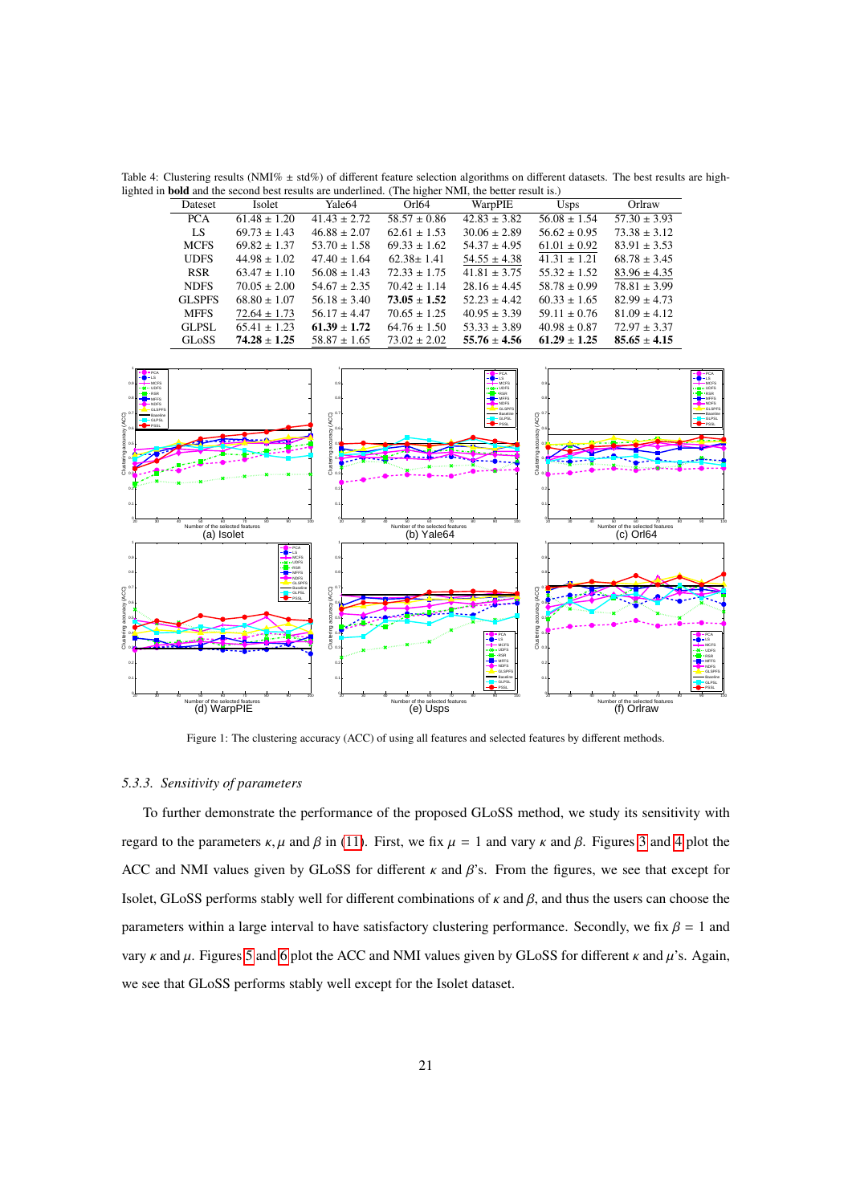Table 4: Clustering results (NMI% ± std%) of different feature selection algorithms on different datasets. The best results are highlighted in **bold** and the second best results are underlined. (The higher NMI, the better result is.)

| Dateset | Isolet | Yale64 | Orl64 | WarpPIE | Usps | Orlraw |
|---|---|---|---|---|---|---|
| PCA | 61.48 ± 1.20 | 41.43 ± 2.72 | 58.57 ± 0.86 | 42.83 ± 3.82 | 56.08 ± 1.54 | 57.30 ± 3.93 |
| LS | 69.73 ± 1.43 | 46.88 ± 2.07 | 62.61 ± 1.53 | 30.06 ± 2.89 | 56.62 ± 0.95 | 73.38 ± 3.12 |
| MCFS | 69.82 ± 1.37 | 53.70 ± 1.58 | 69.33 ± 1.62 | 54.37 ± 4.95 | <u>61.01 ± 0.92</u> | 83.91 ± 3.53 |
| UDFS | 44.98 ± 1.02 | 47.40 ± 1.64 | 62.38± 1.41 | <u>54.55 ± 4.38</u> | 41.31 ± 1.21 | 68.78 ± 3.45 |
| RSR | 63.47 ± 1.10 | 56.08 ± 1.43 | 72.33 ± 1.75 | 41.81 ± 3.75 | 55.32 ± 1.52 | <u>83.96 ± 4.35</u> |
| NDFS | 70.05 ± 2.00 | 54.67 ± 2.35 | 70.42 ± 1.14 | 28.16 ± 4.45 | 58.78 ± 0.99 | 78.81 ± 3.99 |
| GLSPFS | 68.80 ± 1.07 | 56.18 ± 3.40 | **73.05 ± 1.52** | 52.23 ± 4.42 | 60.33 ± 1.65 | 82.99 ± 4.73 |
| MFFS | <u>72.64 ± 1.73</u> | 56.17 ± 4.47 | 70.65 ± 1.25 | 40.95 ± 3.39 | 59.11 ± 0.76 | 81.09 ± 4.12 |
| GLPSL | 65.41 ± 1.23 | **61.39 ± 1.72** | 64.76 ± 1.50 | 53.33 ± 3.89 | 40.98 ± 0.87 | 72.97 ± 3.37 |
| GLoSS | **74.28 ± 1.25** | <u>58.87 ± 1.65</u> | <u>73.02 ± 2.02</u> | **55.76 ± 4.56** | **61.29 ± 1.25** | **85.65 ± 4.15** |

Figure 1: The clustering accuracy (ACC) of using all features and selected features by different methods.

### 5.3.3. Sensitivity of parameters

To further demonstrate the performance of the proposed GLoSS method, we study its sensitivity with regard to the parameters $\kappa, \mu$ and $\beta$ in (11). First, we fix $\mu = 1$ and vary $\kappa$ and $\beta$. Figures 3 and 4 plot the ACC and NMI values given by GLoSS for different $\kappa$ and $\beta$'s. From the figures, we see that except for Isolet, GLoSS performs stably well for different combinations of $\kappa$ and $\beta$, and thus the users can choose the parameters within a large interval to have satisfactory clustering performance. Secondly, we fix $\beta = 1$ and vary $\kappa$ and $\mu$. Figures 5 and 6 plot the ACC and NMI values given by GLoSS for different $\kappa$ and $\mu$'s. Again, we see that GLoSS performs stably well except for the Isolet dataset.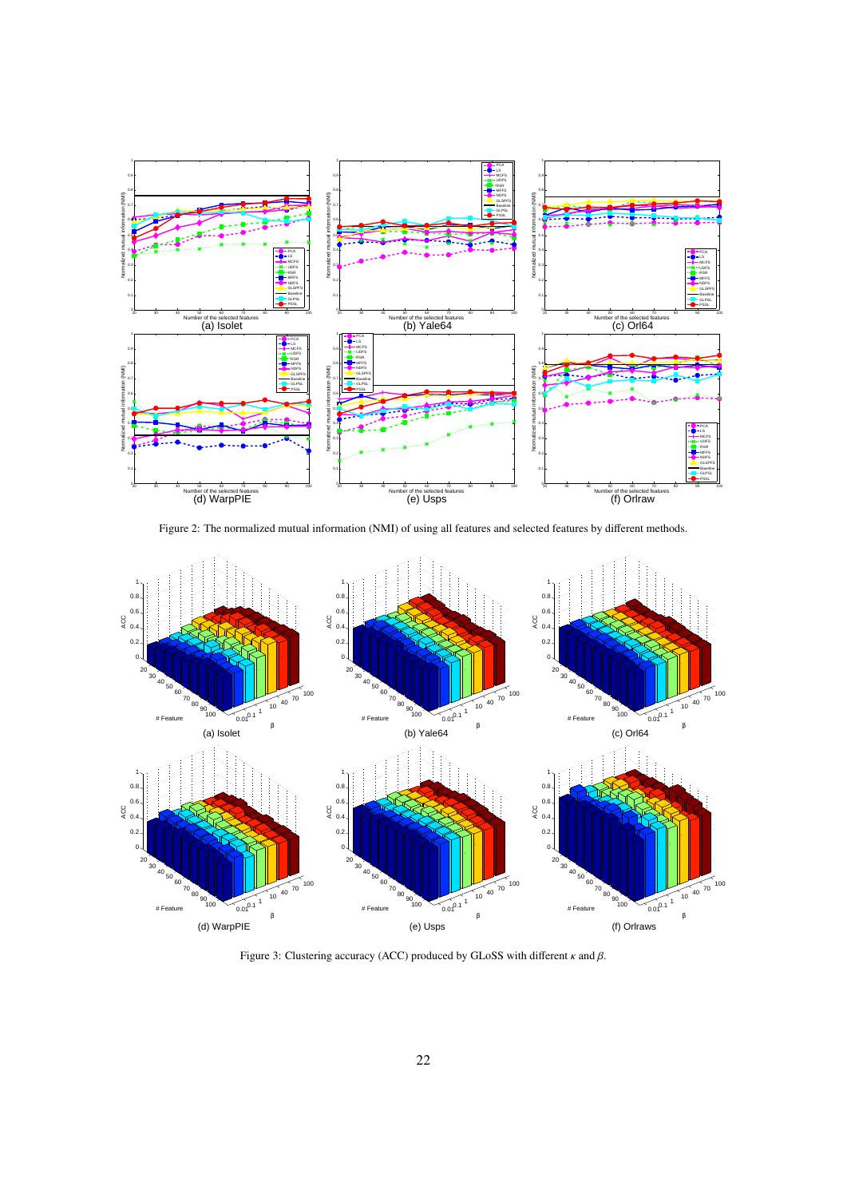Figure 2: The normalized mutual information (NMI) of using all features and selected features by different methods.

Figure 3: Clustering accuracy (ACC) produced by GLoSS with different $\kappa$ and $\beta$.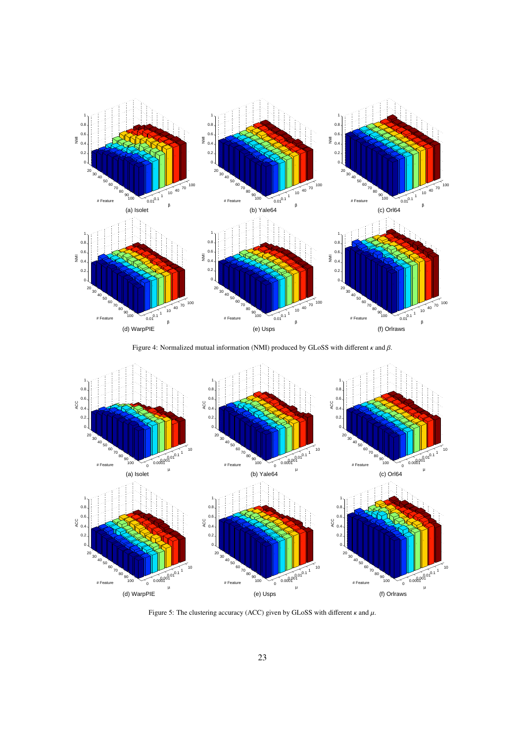Figure 4: Normalized mutual information (NMI) produced by GLoSS with different $\kappa$ and $\beta$.

Figure 5: The clustering accuracy (ACC) given by GLoSS with different $\kappa$ and $\mu$.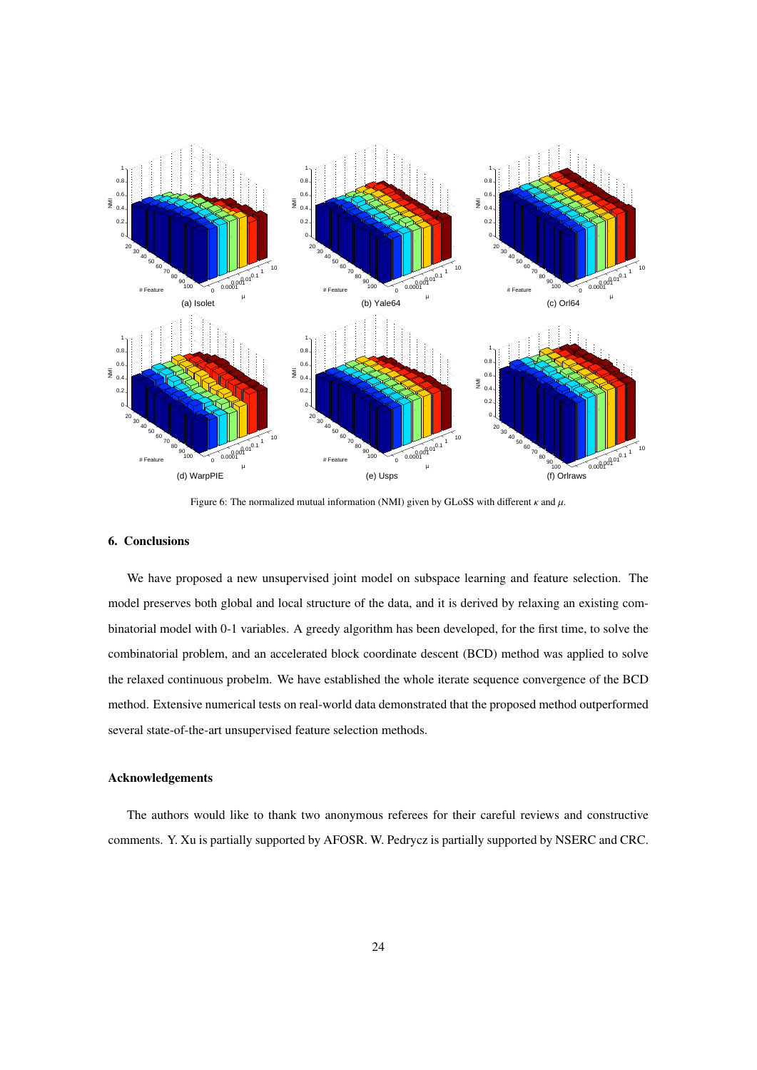Figure 6: The normalized mutual information (NMI) given by GLoSS with different $\kappa$ and $\mu$.

## 6. Conclusions

We have proposed a new unsupervised joint model on subspace learning and feature selection. The model preserves both global and local structure of the data, and it is derived by relaxing an existing combinatorial model with 0-1 variables. A greedy algorithm has been developed, for the first time, to solve the combinatorial problem, and an accelerated block coordinate descent (BCD) method was applied to solve the relaxed continuous probelm. We have established the whole iterate sequence convergence of the BCD method. Extensive numerical tests on real-world data demonstrated that the proposed method outperformed several state-of-the-art unsupervised feature selection methods.

### Acknowledgements

The authors would like to thank two anonymous referees for their careful reviews and constructive comments. Y. Xu is partially supported by AFOSR. W. Pedrycz is partially supported by NSERC and CRC.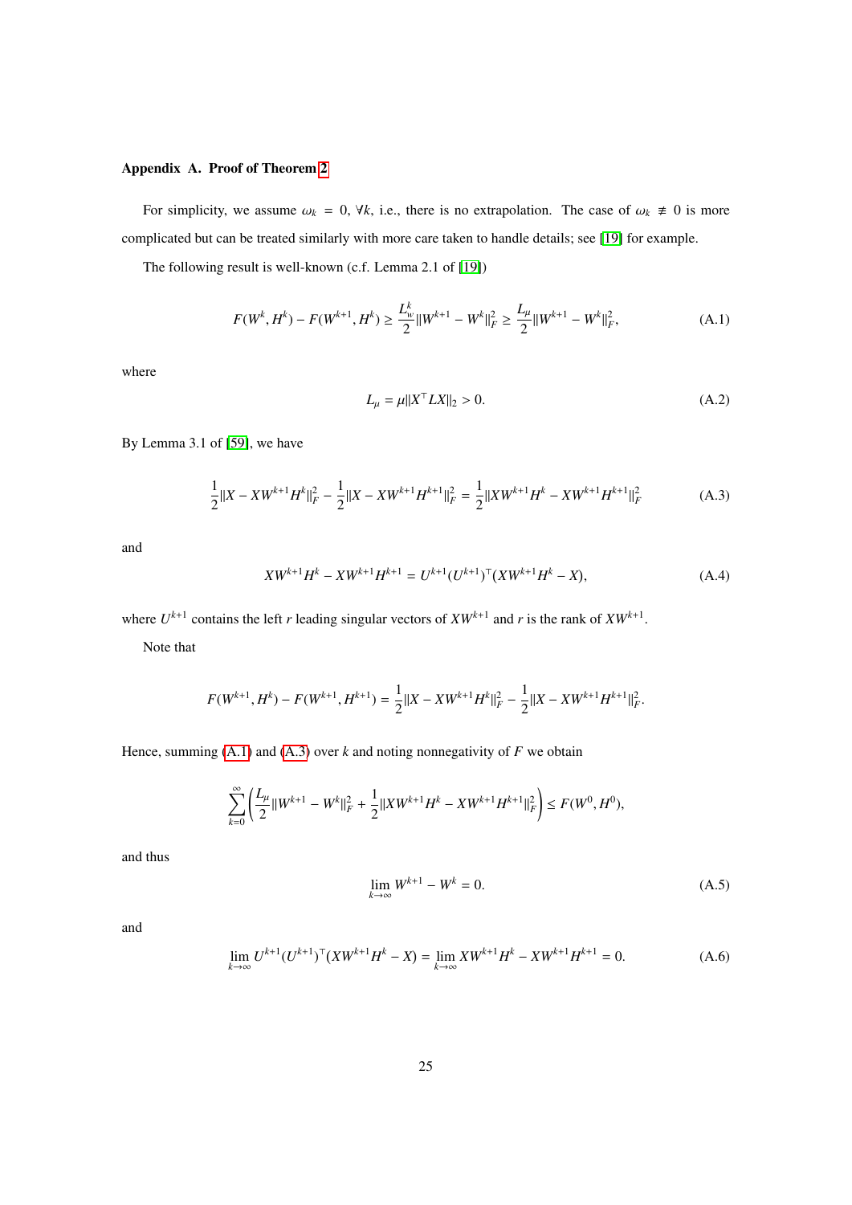## Appendix A. Proof of Theorem 2

For simplicity, we assume $\omega_k = 0, \forall k$, i.e., there is no extrapolation. The case of $\omega_k \not\equiv 0$ is more complicated but can be treated similarly with more care taken to handle details; see [19] for example.

The following result is well-known (c.f. Lemma 2.1 of [19])

$$F(W^k, H^k) - F(W^{k+1}, H^k) \geq \frac{L_w^k}{2}\|W^{k+1} - W^k\|_F^2 \geq \frac{L_\mu}{2}\|W^{k+1} - W^k\|_F^2, \tag{A.1}$$

where

$$L_\mu = \mu\|X^\top LX\|_2 > 0. \tag{A.2}$$

By Lemma 3.1 of [59], we have

$$\frac{1}{2}\|X - XW^{k+1}H^k\|_F^2 - \frac{1}{2}\|X - XW^{k+1}H^{k+1}\|_F^2 = \frac{1}{2}\|XW^{k+1}H^k - XW^{k+1}H^{k+1}\|_F^2 \tag{A.3}$$

and

$$XW^{k+1}H^k - XW^{k+1}H^{k+1} = U^{k+1}(U^{k+1})^\top(XW^{k+1}H^k - X), \tag{A.4}$$

where $U^{k+1}$ contains the left $r$ leading singular vectors of $XW^{k+1}$ and $r$ is the rank of $XW^{k+1}$.

Note that

$$F(W^{k+1}, H^k) - F(W^{k+1}, H^{k+1}) = \frac{1}{2}\|X - XW^{k+1}H^k\|_F^2 - \frac{1}{2}\|X - XW^{k+1}H^{k+1}\|_F^2.$$

Hence, summing (A.1) and (A.3) over $k$ and noting nonnegativity of $F$ we obtain

$$\sum_{k=0}^{\infty}\left(\frac{L_\mu}{2}\|W^{k+1} - W^k\|_F^2 + \frac{1}{2}\|XW^{k+1}H^k - XW^{k+1}H^{k+1}\|_F^2\right) \leq F(W^0, H^0),$$

and thus

$$\lim_{k\to\infty} W^{k+1} - W^k = 0. \tag{A.5}$$

and

$$\lim_{k\to\infty} U^{k+1}(U^{k+1})^\top(XW^{k+1}H^k - X) = \lim_{k\to\infty} XW^{k+1}H^k - XW^{k+1}H^{k+1} = 0. \tag{A.6}$$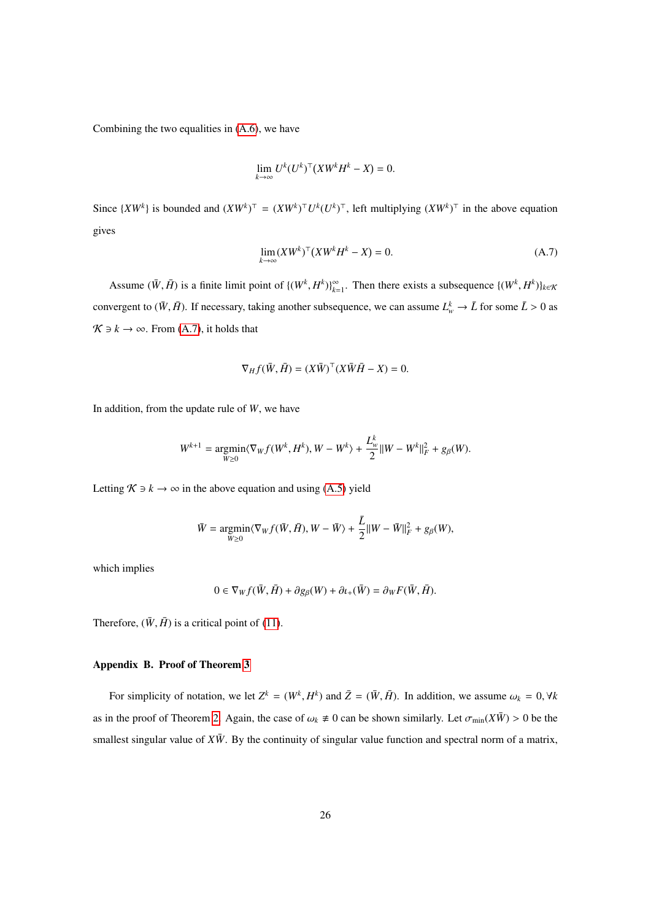Combining the two equalities in (A.6), we have

$$\lim_{k\to\infty} U^k (U^k)^\top (XW^k H^k - X) = 0.$$

Since $\{XW^k\}$ is bounded and $(XW^k)^\top = (XW^k)^\top U^k (U^k)^\top$, left multiplying $(XW^k)^\top$ in the above equation gives

$$\lim_{k\to\infty} (XW^k)^\top (XW^k H^k - X) = 0. \tag{A.7}$$

Assume $(\bar{W}, \bar{H})$ is a finite limit point of $\{(W^k, H^k)\}_{k=1}^\infty$. Then there exists a subsequence $\{(W^k, H^k)\}_{k\in\mathcal{K}}$ convergent to $(\bar{W}, \bar{H})$. If necessary, taking another subsequence, we can assume $L_w^k \to \bar{L}$ for some $\bar{L} > 0$ as $\mathcal{K} \ni k \to \infty$. From (A.7), it holds that

$$\nabla_H f(\bar{W}, \bar{H}) = (X\bar{W})^\top (X\bar{W}\bar{H} - X) = 0.$$

In addition, from the update rule of $W$, we have

$$W^{k+1} = \operatorname*{argmin}_{W\geq 0} \langle \nabla_W f(W^k, H^k), W - W^k\rangle + \frac{L_w^k}{2}\|W - W^k\|_F^2 + g_\beta(W).$$

Letting $\mathcal{K} \ni k \to \infty$ in the above equation and using (A.5) yield

$$\bar{W} = \operatorname*{argmin}_{W\geq 0} \langle \nabla_W f(\bar{W}, \bar{H}), W - \bar{W}\rangle + \frac{\bar{L}}{2}\|W - \bar{W}\|_F^2 + g_\beta(W),$$

which implies

$$0 \in \nabla_W f(\bar{W}, \bar{H}) + \partial g_\beta(W) + \partial \iota_+(\bar{W}) = \partial_W F(\bar{W}, \bar{H}).$$

Therefore, $(\bar{W}, \bar{H})$ is a critical point of (11).

## Appendix B. Proof of Theorem 3

For simplicity of notation, we let $Z^k = (W^k, H^k)$ and $\bar{Z} = (\bar{W}, \bar{H})$. In addition, we assume $\omega_k = 0, \forall k$ as in the proof of Theorem 2. Again, the case of $\omega_k \not\equiv 0$ can be shown similarly. Let $\sigma_{\min}(X\bar{W}) > 0$ be the smallest singular value of $X\bar{W}$. By the continuity of singular value function and spectral norm of a matrix,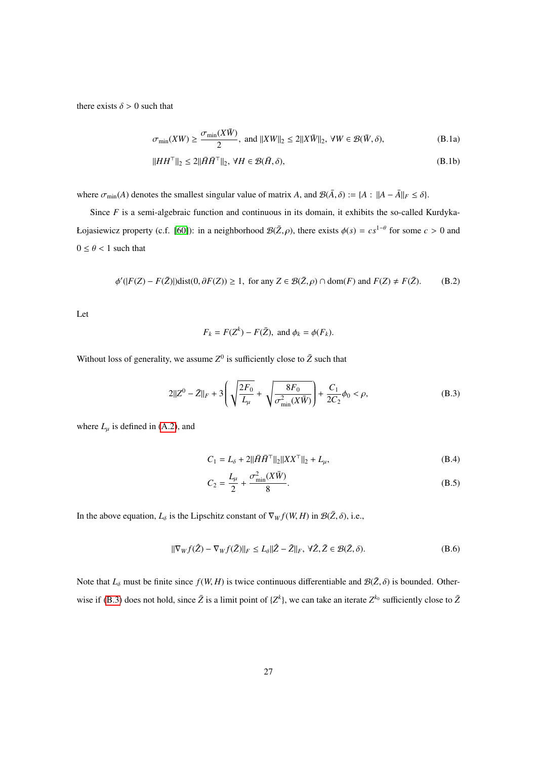there exists $\delta > 0$ such that

$$\sigma_{\min}(XW) \geq \frac{\sigma_{\min}(X\bar{W})}{2}, \text{ and } \|XW\|_2 \leq 2\|X\bar{W}\|_2, \ \forall W \in \mathcal{B}(\bar{W}, \delta), \tag{B.1a}$$

$$\|HH^\top\|_2 \leq 2\|\bar{H}\bar{H}^\top\|_2, \ \forall H \in \mathcal{B}(\bar{H}, \delta), \tag{B.1b}$$

where $\sigma_{\min}(A)$ denotes the smallest singular value of matrix $A$, and $\mathcal{B}(\bar{A}, \delta) := \{A : \|A - \bar{A}\|_F \leq \delta\}$.

Since $F$ is a semi-algebraic function and continuous in its domain, it exhibits the so-called Kurdyka-Łojasiewicz property (c.f. [60]): in a neighborhood $\mathcal{B}(\bar{Z}, \rho)$, there exists $\phi(s) = cs^{1-\theta}$ for some $c > 0$ and $0 \leq \theta < 1$ such that

$$\phi'(|F(Z) - F(\bar{Z})|)\mathrm{dist}(0, \partial F(Z)) \geq 1, \text{ for any } Z \in \mathcal{B}(\bar{Z}, \rho) \cap \mathrm{dom}(F) \text{ and } F(Z) \neq F(\bar{Z}). \tag{B.2}$$

Let

$$F_k = F(Z^k) - F(\bar{Z}), \text{ and } \phi_k = \phi(F_k).$$

Without loss of generality, we assume $Z^0$ is sufficiently close to $\bar{Z}$ such that

$$2\|Z^0 - \bar{Z}\|_F + 3\left(\sqrt{\frac{2F_0}{L_\mu}} + \sqrt{\frac{8F_0}{\sigma^2_{\min}(X\bar{W})}}\right) + \frac{C_1}{2C_2}\phi_0 < \rho, \tag{B.3}$$

where $L_\mu$ is defined in (A.2), and

$$C_1 = L_\delta + 2\|\bar{H}\bar{H}^\top\|_2\|XX^\top\|_2 + L_\mu, \tag{B.4}$$

$$C_2 = \frac{L_\mu}{2} + \frac{\sigma^2_{\min}(X\bar{W})}{8}. \tag{B.5}$$

In the above equation, $L_\delta$ is the Lipschitz constant of $\nabla_W f(W, H)$ in $\mathcal{B}(\bar{Z}, \delta)$, i.e.,

$$\|\nabla_W f(\hat{Z}) - \nabla_W f(\tilde{Z})\|_F \leq L_\delta\|\hat{Z} - \tilde{Z}\|_F, \ \forall \hat{Z}, \tilde{Z} \in \mathcal{B}(\bar{Z}, \delta). \tag{B.6}$$

Note that $L_\delta$ must be finite since $f(W, H)$ is twice continuous differentiable and $\mathcal{B}(\bar{Z}, \delta)$ is bounded. Otherwise if (B.3) does not hold, since $\bar{Z}$ is a limit point of $\{Z^k\}$, we can take an iterate $Z^{k_0}$ sufficiently close to $\bar{Z}$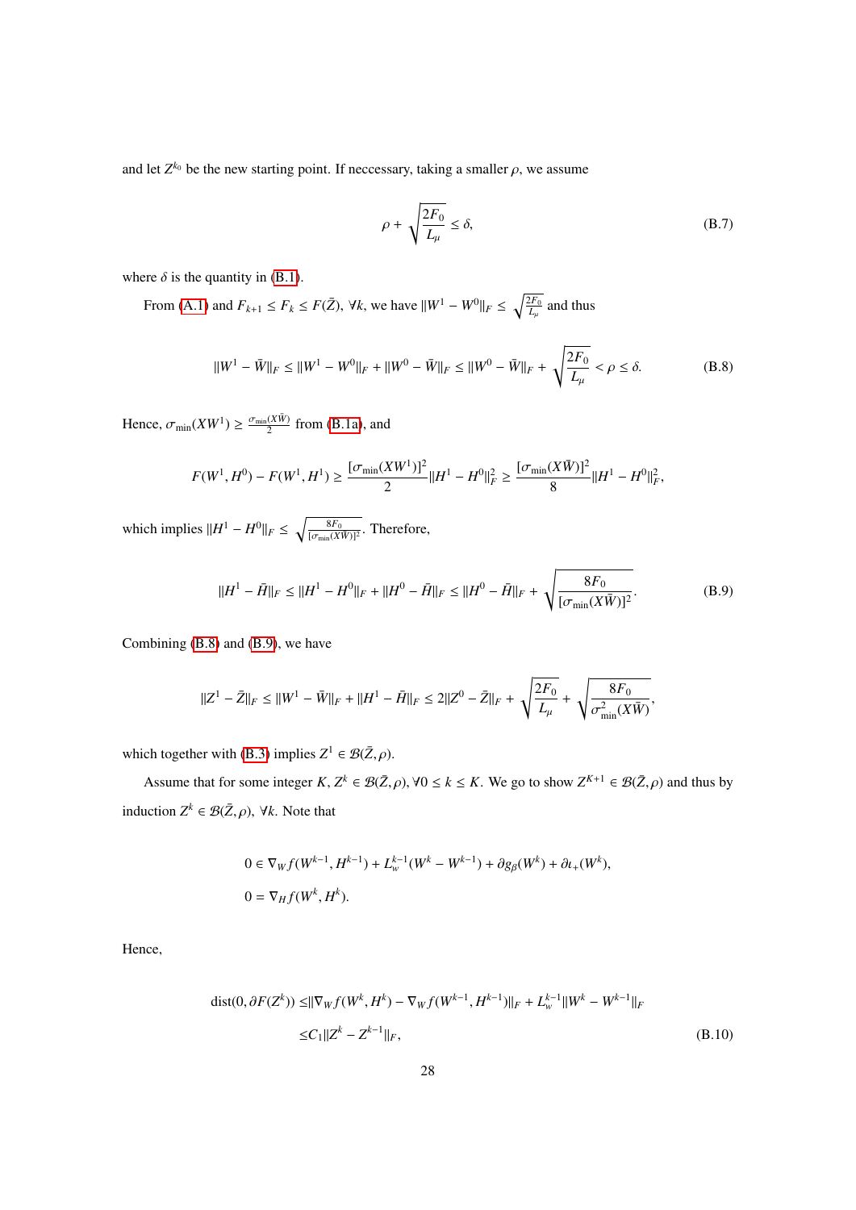and let $Z^{k_0}$ be the new starting point. If neccessary, taking a smaller $\rho$, we assume

$$\rho + \sqrt{\frac{2F_0}{L_\mu}} \leq \delta, \tag{B.7}$$

where $\delta$ is the quantity in (B.1).

From (A.1) and $F_{k+1} \leq F_k \leq F(\bar{Z})$, $\forall k$, we have $\|W^1 - W^0\|_F \leq \sqrt{\frac{2F_0}{L_\mu}}$ and thus

$$\|W^1 - \bar{W}\|_F \leq \|W^1 - W^0\|_F + \|W^0 - \bar{W}\|_F \leq \|W^0 - \bar{W}\|_F + \sqrt{\frac{2F_0}{L_\mu}} < \rho \leq \delta. \tag{B.8}$$

Hence, $\sigma_{\min}(XW^1) \geq \frac{\sigma_{\min}(X\bar{W})}{2}$ from (B.1a), and

$$F(W^1, H^0) - F(W^1, H^1) \geq \frac{[\sigma_{\min}(XW^1)]^2}{2}\|H^1 - H^0\|_F^2 \geq \frac{[\sigma_{\min}(X\bar{W})]^2}{8}\|H^1 - H^0\|_F^2,$$

which implies $\|H^1 - H^0\|_F \leq \sqrt{\frac{8F_0}{[\sigma_{\min}(X\bar{W})]^2}}$. Therefore,

$$\|H^1 - \bar{H}\|_F \leq \|H^1 - H^0\|_F + \|H^0 - \bar{H}\|_F \leq \|H^0 - \bar{H}\|_F + \sqrt{\frac{8F_0}{[\sigma_{\min}(X\bar{W})]^2}}. \tag{B.9}$$

Combining (B.8) and (B.9), we have

$$\|Z^1 - \bar{Z}\|_F \leq \|W^1 - \bar{W}\|_F + \|H^1 - \bar{H}\|_F \leq 2\|Z^0 - \bar{Z}\|_F + \sqrt{\frac{2F_0}{L_\mu}} + \sqrt{\frac{8F_0}{\sigma^2_{\min}(X\bar{W})}},$$

which together with (B.3) implies $Z^1 \in \mathcal{B}(\bar{Z}, \rho)$.

Assume that for some integer $K$, $Z^k \in \mathcal{B}(\bar{Z}, \rho), \forall 0 \leq k \leq K$. We go to show $Z^{K+1} \in \mathcal{B}(\bar{Z}, \rho)$ and thus by induction $Z^k \in \mathcal{B}(\bar{Z}, \rho)$, $\forall k$. Note that

$$\begin{aligned}
&0 \in \nabla_W f(W^{k-1}, H^{k-1}) + L_w^{k-1}(W^k - W^{k-1}) + \partial g_\beta(W^k) + \partial\iota_+(W^k),\\
&0 = \nabla_H f(W^k, H^k).
\end{aligned}$$

Hence,

$$\begin{aligned}
\text{dist}(0, \partial F(Z^k)) \leq &\|\nabla_W f(W^k, H^k) - \nabla_W f(W^{k-1}, H^{k-1})\|_F + L_w^{k-1}\|W^k - W^{k-1}\|_F\\
\leq &C_1\|Z^k - Z^{k-1}\|_F,
\end{aligned} \tag{B.10}$$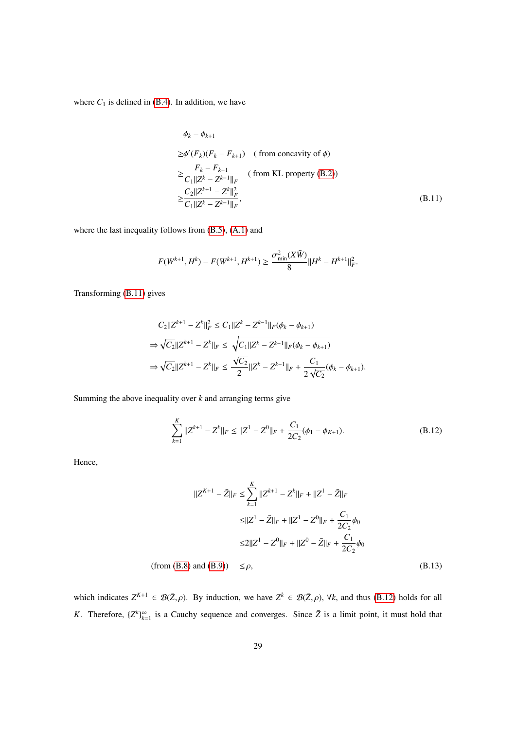where $C_1$ is defined in (B.4). In addition, we have

$$
\begin{aligned}
&\phi_k - \phi_{k+1} \\
\geq &\phi'(F_k)(F_k - F_{k+1}) \quad \text{( from concavity of } \phi) \\
\geq &\frac{F_k - F_{k+1}}{C_1 \|Z^k - Z^{k-1}\|_F} \quad \text{( from KL property (B.2))} \\
\geq &\frac{C_2 \|Z^{k+1} - Z^k\|_F^2}{C_1 \|Z^k - Z^{k-1}\|_F},
\end{aligned}
\tag{B.11}
$$

where the last inequality follows from (B.5), (A.1) and

$$
F(W^{k+1}, H^k) - F(W^{k+1}, H^{k+1}) \geq \frac{\sigma_{\min}^2(X\bar{W})}{8} \|H^k - H^{k+1}\|_F^2.
$$

Transforming (B.11) gives

$$
\begin{aligned}
&C_2 \|Z^{k+1} - Z^k\|_F^2 \leq C_1 \|Z^k - Z^{k-1}\|_F (\phi_k - \phi_{k+1}) \\
\Rightarrow &\sqrt{C_2} \|Z^{k+1} - Z^k\|_F \leq \sqrt{C_1 \|Z^k - Z^{k-1}\|_F (\phi_k - \phi_{k+1})} \\
\Rightarrow &\sqrt{C_2} \|Z^{k+1} - Z^k\|_F \leq \frac{\sqrt{C_2}}{2} \|Z^k - Z^{k-1}\|_F + \frac{C_1}{2\sqrt{C_2}} (\phi_k - \phi_{k+1}).
\end{aligned}
$$

Summing the above inequality over $k$ and arranging terms give

$$
\sum_{k=1}^{K} \|Z^{k+1} - Z^k\|_F \leq \|Z^1 - Z^0\|_F + \frac{C_1}{2C_2} (\phi_1 - \phi_{K+1}). \tag{B.12}
$$

Hence,

$$
\begin{aligned}
\|Z^{K+1} - \bar{Z}\|_F \leq &\sum_{k=1}^{K} \|Z^{k+1} - Z^k\|_F + \|Z^1 - \bar{Z}\|_F \\
\leq &\|Z^1 - \bar{Z}\|_F + \|Z^1 - Z^0\|_F + \frac{C_1}{2C_2} \phi_0 \\
\leq &2\|Z^1 - Z^0\|_F + \|Z^0 - \bar{Z}\|_F + \frac{C_1}{2C_2} \phi_0 \\
\text{(from (B.8) and (B.9))} \quad \leq &\rho,
\end{aligned}
\tag{B.13}
$$

which indicates $Z^{K+1} \in \mathcal{B}(\bar{Z}, \rho)$. By induction, we have $Z^k \in \mathcal{B}(\bar{Z}, \rho)$, $\forall k$, and thus (B.12) holds for all $K$. Therefore, $\{Z^k\}_{k=1}^{\infty}$ is a Cauchy sequence and converges. Since $\bar{Z}$ is a limit point, it must hold that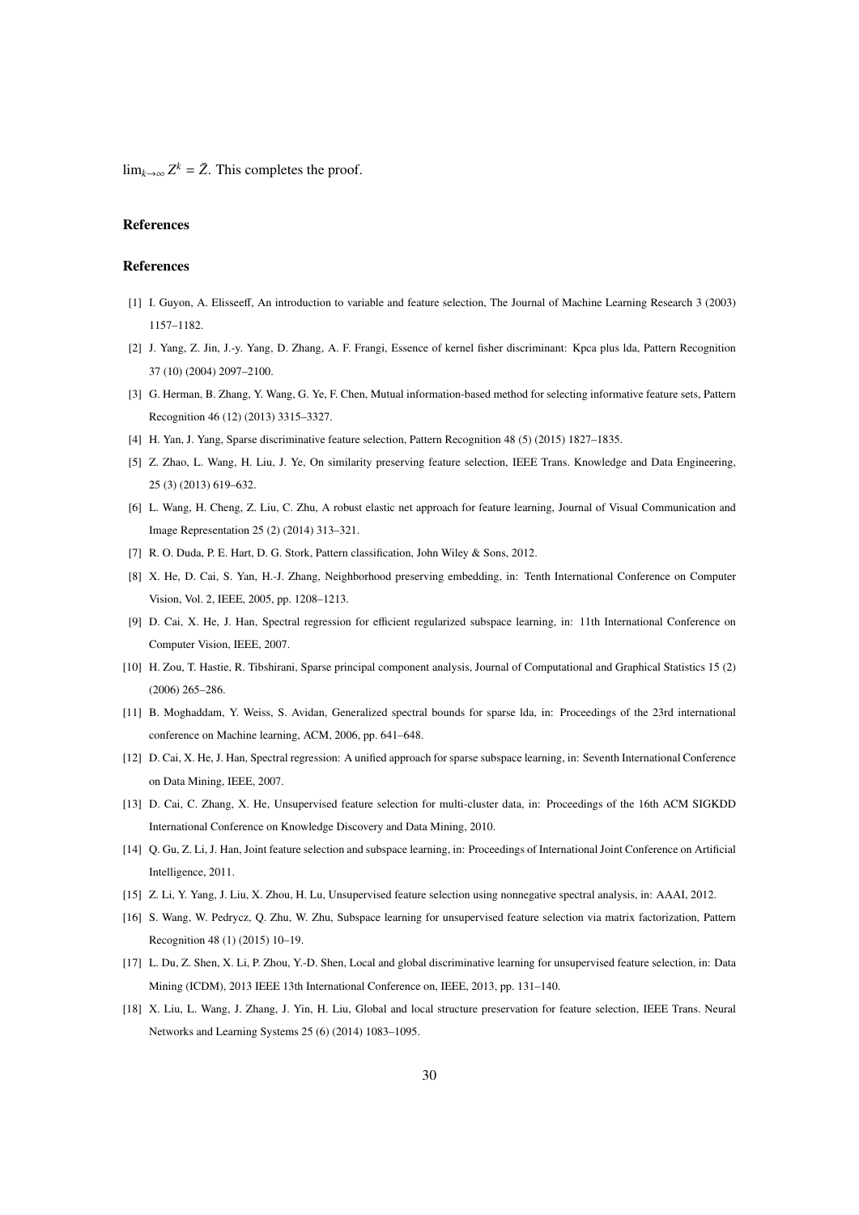$\lim_{k\to\infty} Z^k = \bar{Z}$. This completes the proof.

## References

## References

[1] I. Guyon, A. Elisseeff, An introduction to variable and feature selection, The Journal of Machine Learning Research 3 (2003) 1157–1182.

[2] J. Yang, Z. Jin, J.-y. Yang, D. Zhang, A. F. Frangi, Essence of kernel fisher discriminant: Kpca plus lda, Pattern Recognition 37 (10) (2004) 2097–2100.

[3] G. Herman, B. Zhang, Y. Wang, G. Ye, F. Chen, Mutual information-based method for selecting informative feature sets, Pattern Recognition 46 (12) (2013) 3315–3327.

[4] H. Yan, J. Yang, Sparse discriminative feature selection, Pattern Recognition 48 (5) (2015) 1827–1835.

[5] Z. Zhao, L. Wang, H. Liu, J. Ye, On similarity preserving feature selection, IEEE Trans. Knowledge and Data Engineering, 25 (3) (2013) 619–632.

[6] L. Wang, H. Cheng, Z. Liu, C. Zhu, A robust elastic net approach for feature learning, Journal of Visual Communication and Image Representation 25 (2) (2014) 313–321.

[7] R. O. Duda, P. E. Hart, D. G. Stork, Pattern classification, John Wiley & Sons, 2012.

[8] X. He, D. Cai, S. Yan, H.-J. Zhang, Neighborhood preserving embedding, in: Tenth International Conference on Computer Vision, Vol. 2, IEEE, 2005, pp. 1208–1213.

[9] D. Cai, X. He, J. Han, Spectral regression for efficient regularized subspace learning, in: 11th International Conference on Computer Vision, IEEE, 2007.

[10] H. Zou, T. Hastie, R. Tibshirani, Sparse principal component analysis, Journal of Computational and Graphical Statistics 15 (2) (2006) 265–286.

[11] B. Moghaddam, Y. Weiss, S. Avidan, Generalized spectral bounds for sparse lda, in: Proceedings of the 23rd international conference on Machine learning, ACM, 2006, pp. 641–648.

[12] D. Cai, X. He, J. Han, Spectral regression: A unified approach for sparse subspace learning, in: Seventh International Conference on Data Mining, IEEE, 2007.

[13] D. Cai, C. Zhang, X. He, Unsupervised feature selection for multi-cluster data, in: Proceedings of the 16th ACM SIGKDD International Conference on Knowledge Discovery and Data Mining, 2010.

[14] Q. Gu, Z. Li, J. Han, Joint feature selection and subspace learning, in: Proceedings of International Joint Conference on Artificial Intelligence, 2011.

[15] Z. Li, Y. Yang, J. Liu, X. Zhou, H. Lu, Unsupervised feature selection using nonnegative spectral analysis, in: AAAI, 2012.

[16] S. Wang, W. Pedrycz, Q. Zhu, W. Zhu, Subspace learning for unsupervised feature selection via matrix factorization, Pattern Recognition 48 (1) (2015) 10–19.

[17] L. Du, Z. Shen, X. Li, P. Zhou, Y.-D. Shen, Local and global discriminative learning for unsupervised feature selection, in: Data Mining (ICDM), 2013 IEEE 13th International Conference on, IEEE, 2013, pp. 131–140.

[18] X. Liu, L. Wang, J. Zhang, J. Yin, H. Liu, Global and local structure preservation for feature selection, IEEE Trans. Neural Networks and Learning Systems 25 (6) (2014) 1083–1095.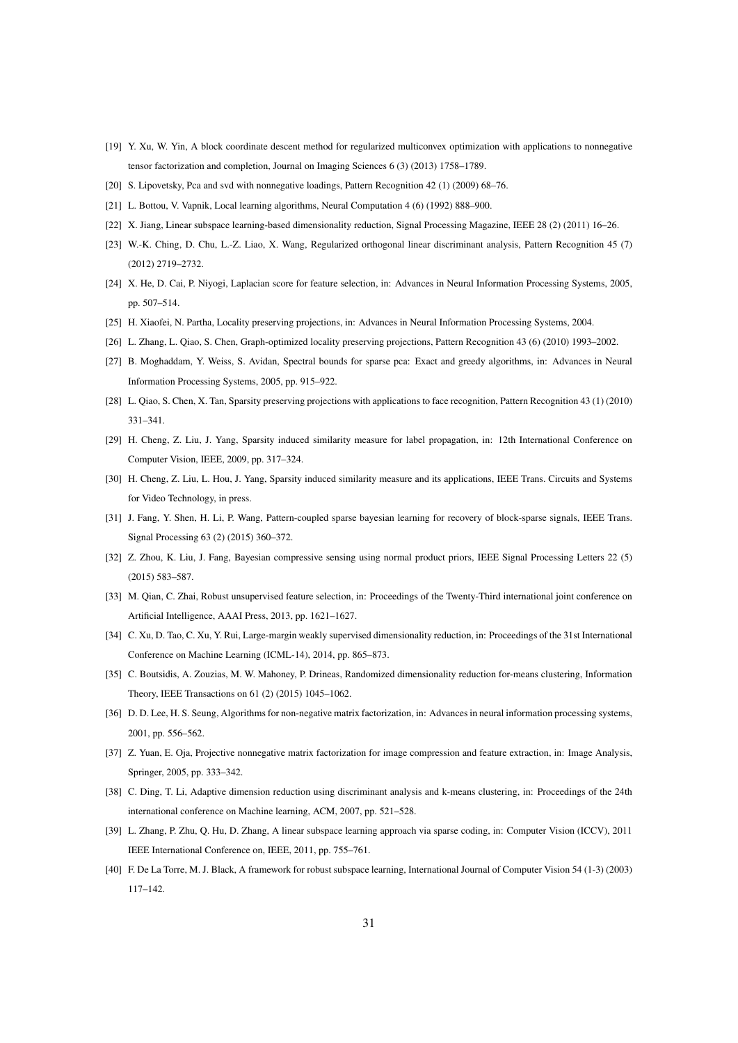[19] Y. Xu, W. Yin, A block coordinate descent method for regularized multiconvex optimization with applications to nonnegative tensor factorization and completion, Journal on Imaging Sciences 6 (3) (2013) 1758–1789.

[20] S. Lipovetsky, Pca and svd with nonnegative loadings, Pattern Recognition 42 (1) (2009) 68–76.

[21] L. Bottou, V. Vapnik, Local learning algorithms, Neural Computation 4 (6) (1992) 888–900.

[22] X. Jiang, Linear subspace learning-based dimensionality reduction, Signal Processing Magazine, IEEE 28 (2) (2011) 16–26.

[23] W.-K. Ching, D. Chu, L.-Z. Liao, X. Wang, Regularized orthogonal linear discriminant analysis, Pattern Recognition 45 (7) (2012) 2719–2732.

[24] X. He, D. Cai, P. Niyogi, Laplacian score for feature selection, in: Advances in Neural Information Processing Systems, 2005, pp. 507–514.

[25] H. Xiaofei, N. Partha, Locality preserving projections, in: Advances in Neural Information Processing Systems, 2004.

[26] L. Zhang, L. Qiao, S. Chen, Graph-optimized locality preserving projections, Pattern Recognition 43 (6) (2010) 1993–2002.

[27] B. Moghaddam, Y. Weiss, S. Avidan, Spectral bounds for sparse pca: Exact and greedy algorithms, in: Advances in Neural Information Processing Systems, 2005, pp. 915–922.

[28] L. Qiao, S. Chen, X. Tan, Sparsity preserving projections with applications to face recognition, Pattern Recognition 43 (1) (2010) 331–341.

[29] H. Cheng, Z. Liu, J. Yang, Sparsity induced similarity measure for label propagation, in: 12th International Conference on Computer Vision, IEEE, 2009, pp. 317–324.

[30] H. Cheng, Z. Liu, L. Hou, J. Yang, Sparsity induced similarity measure and its applications, IEEE Trans. Circuits and Systems for Video Technology, in press.

[31] J. Fang, Y. Shen, H. Li, P. Wang, Pattern-coupled sparse bayesian learning for recovery of block-sparse signals, IEEE Trans. Signal Processing 63 (2) (2015) 360–372.

[32] Z. Zhou, K. Liu, J. Fang, Bayesian compressive sensing using normal product priors, IEEE Signal Processing Letters 22 (5) (2015) 583–587.

[33] M. Qian, C. Zhai, Robust unsupervised feature selection, in: Proceedings of the Twenty-Third international joint conference on Artificial Intelligence, AAAI Press, 2013, pp. 1621–1627.

[34] C. Xu, D. Tao, C. Xu, Y. Rui, Large-margin weakly supervised dimensionality reduction, in: Proceedings of the 31st International Conference on Machine Learning (ICML-14), 2014, pp. 865–873.

[35] C. Boutsidis, A. Zouzias, M. W. Mahoney, P. Drineas, Randomized dimensionality reduction for-means clustering, Information Theory, IEEE Transactions on 61 (2) (2015) 1045–1062.

[36] D. D. Lee, H. S. Seung, Algorithms for non-negative matrix factorization, in: Advances in neural information processing systems, 2001, pp. 556–562.

[37] Z. Yuan, E. Oja, Projective nonnegative matrix factorization for image compression and feature extraction, in: Image Analysis, Springer, 2005, pp. 333–342.

[38] C. Ding, T. Li, Adaptive dimension reduction using discriminant analysis and k-means clustering, in: Proceedings of the 24th international conference on Machine learning, ACM, 2007, pp. 521–528.

[39] L. Zhang, P. Zhu, Q. Hu, D. Zhang, A linear subspace learning approach via sparse coding, in: Computer Vision (ICCV), 2011 IEEE International Conference on, IEEE, 2011, pp. 755–761.

[40] F. De La Torre, M. J. Black, A framework for robust subspace learning, International Journal of Computer Vision 54 (1-3) (2003) 117–142.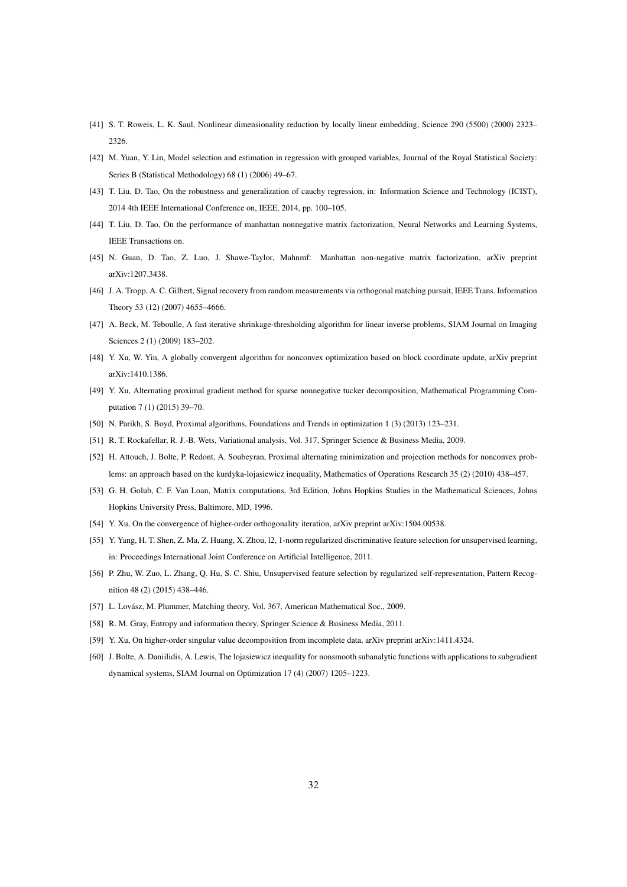[41] S. T. Roweis, L. K. Saul, Nonlinear dimensionality reduction by locally linear embedding, Science 290 (5500) (2000) 2323–2326.

[42] M. Yuan, Y. Lin, Model selection and estimation in regression with grouped variables, Journal of the Royal Statistical Society: Series B (Statistical Methodology) 68 (1) (2006) 49–67.

[43] T. Liu, D. Tao, On the robustness and generalization of cauchy regression, in: Information Science and Technology (ICIST), 2014 4th IEEE International Conference on, IEEE, 2014, pp. 100–105.

[44] T. Liu, D. Tao, On the performance of manhattan nonnegative matrix factorization, Neural Networks and Learning Systems, IEEE Transactions on.

[45] N. Guan, D. Tao, Z. Luo, J. Shawe-Taylor, Mahnmf: Manhattan non-negative matrix factorization, arXiv preprint arXiv:1207.3438.

[46] J. A. Tropp, A. C. Gilbert, Signal recovery from random measurements via orthogonal matching pursuit, IEEE Trans. Information Theory 53 (12) (2007) 4655–4666.

[47] A. Beck, M. Teboulle, A fast iterative shrinkage-thresholding algorithm for linear inverse problems, SIAM Journal on Imaging Sciences 2 (1) (2009) 183–202.

[48] Y. Xu, W. Yin, A globally convergent algorithm for nonconvex optimization based on block coordinate update, arXiv preprint arXiv:1410.1386.

[49] Y. Xu, Alternating proximal gradient method for sparse nonnegative tucker decomposition, Mathematical Programming Computation 7 (1) (2015) 39–70.

[50] N. Parikh, S. Boyd, Proximal algorithms, Foundations and Trends in optimization 1 (3) (2013) 123–231.

[51] R. T. Rockafellar, R. J.-B. Wets, Variational analysis, Vol. 317, Springer Science & Business Media, 2009.

[52] H. Attouch, J. Bolte, P. Redont, A. Soubeyran, Proximal alternating minimization and projection methods for nonconvex problems: an approach based on the kurdyka-lojasiewicz inequality, Mathematics of Operations Research 35 (2) (2010) 438–457.

[53] G. H. Golub, C. F. Van Loan, Matrix computations, 3rd Edition, Johns Hopkins Studies in the Mathematical Sciences, Johns Hopkins University Press, Baltimore, MD, 1996.

[54] Y. Xu, On the convergence of higher-order orthogonality iteration, arXiv preprint arXiv:1504.00538.

[55] Y. Yang, H. T. Shen, Z. Ma, Z. Huang, X. Zhou, l2, 1-norm regularized discriminative feature selection for unsupervised learning, in: Proceedings International Joint Conference on Artificial Intelligence, 2011.

[56] P. Zhu, W. Zuo, L. Zhang, Q. Hu, S. C. Shiu, Unsupervised feature selection by regularized self-representation, Pattern Recognition 48 (2) (2015) 438–446.

[57] L. Lovász, M. Plummer, Matching theory, Vol. 367, American Mathematical Soc., 2009.

[58] R. M. Gray, Entropy and information theory, Springer Science & Business Media, 2011.

[59] Y. Xu, On higher-order singular value decomposition from incomplete data, arXiv preprint arXiv:1411.4324.

[60] J. Bolte, A. Daniilidis, A. Lewis, The lojasiewicz inequality for nonsmooth subanalytic functions with applications to subgradient dynamical systems, SIAM Journal on Optimization 17 (4) (2007) 1205–1223.